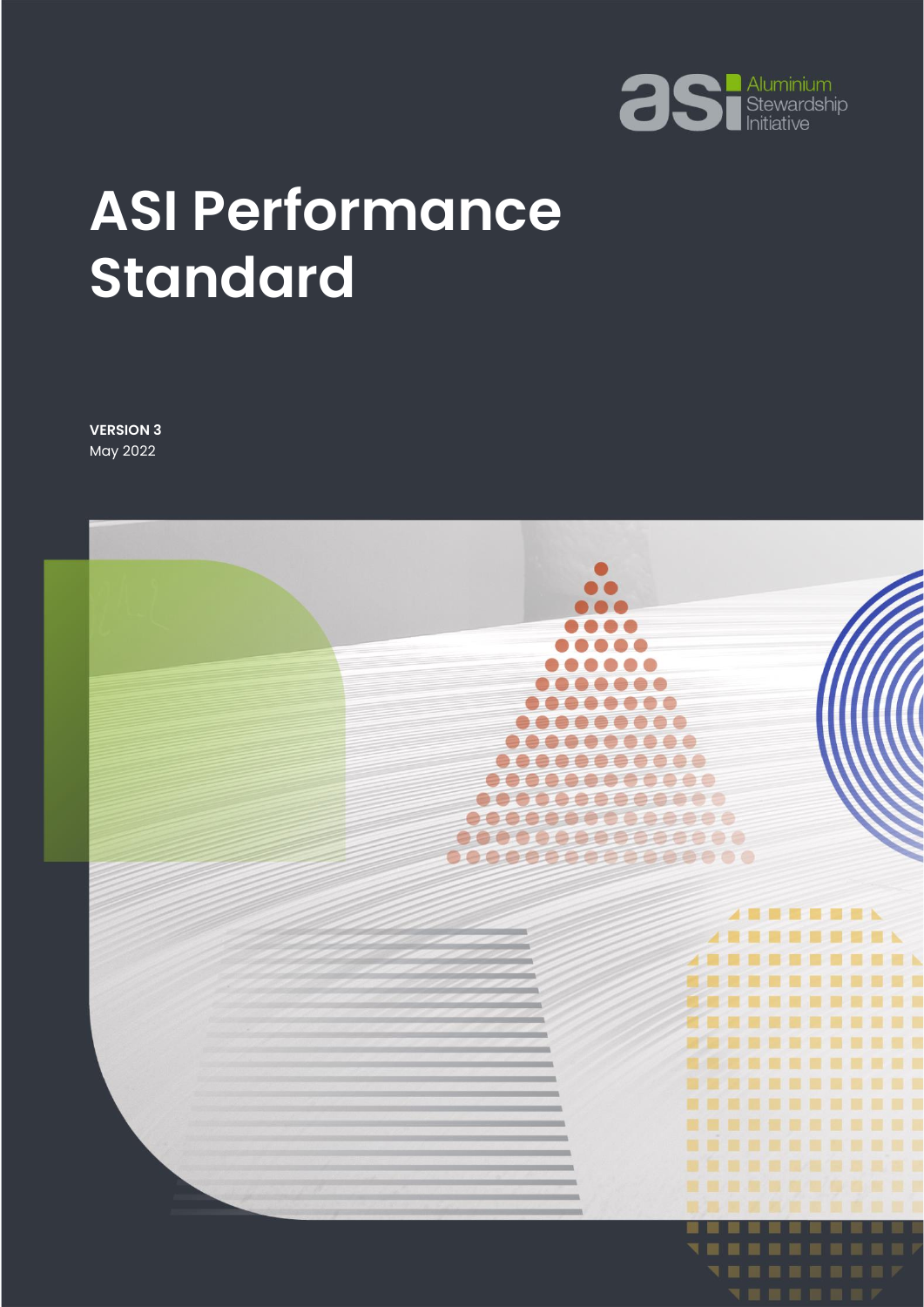Aluminium Stewardship Initiative

# ASI Performance Standard

**VERSION 3**
May 2022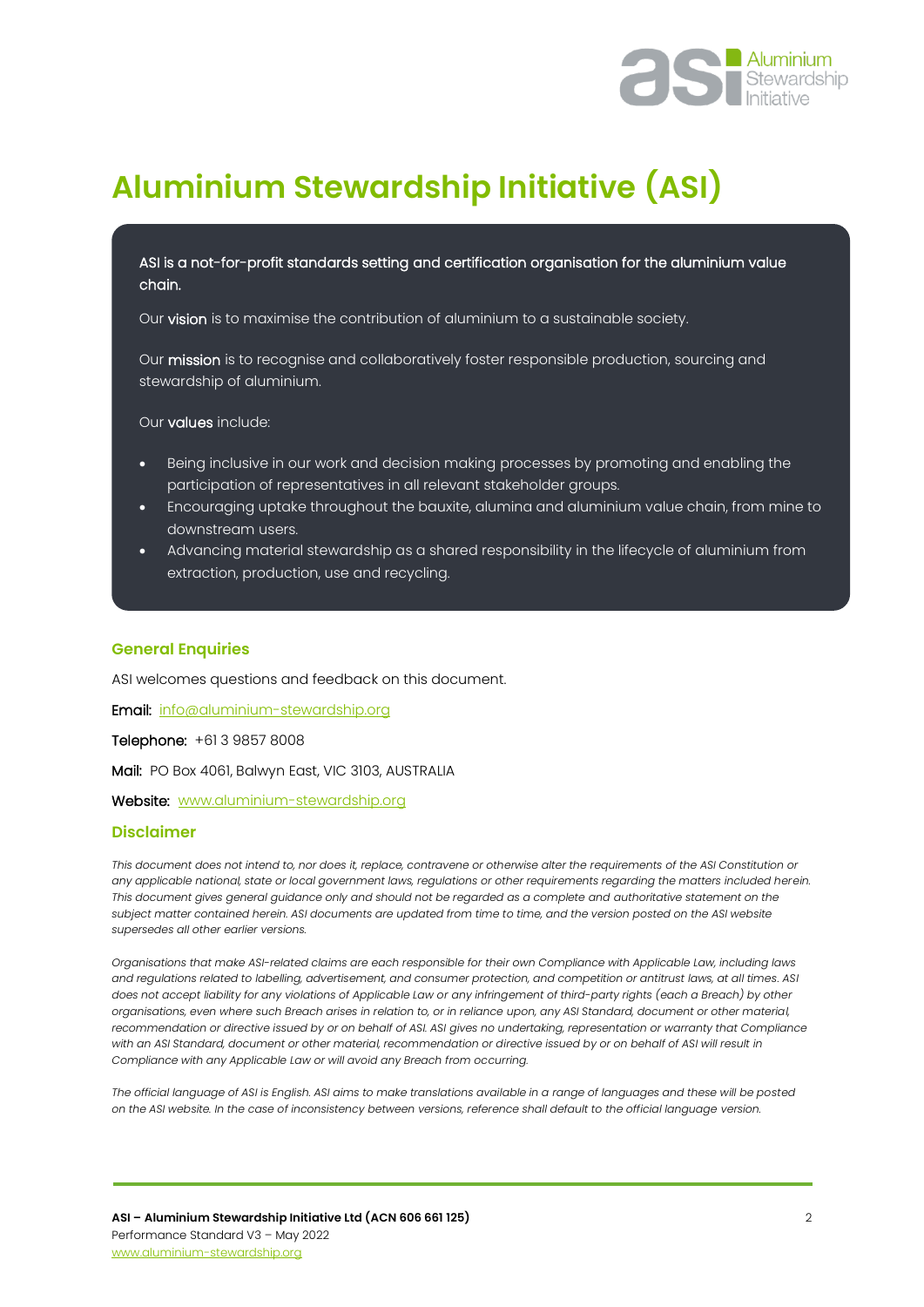# Aluminium Stewardship Initiative (ASI)

**ASI is a not-for-profit standards setting and certification organisation for the aluminium value chain.**

Our **vision** is to maximise the contribution of aluminium to a sustainable society.

Our **mission** is to recognise and collaboratively foster responsible production, sourcing and stewardship of aluminium.

Our **values** include:

- Being inclusive in our work and decision making processes by promoting and enabling the participation of representatives in all relevant stakeholder groups.
- Encouraging uptake throughout the bauxite, alumina and aluminium value chain, from mine to downstream users.
- Advancing material stewardship as a shared responsibility in the lifecycle of aluminium from extraction, production, use and recycling.

## General Enquiries

ASI welcomes questions and feedback on this document.

**Email:** info@aluminium-stewardship.org

**Telephone:** +61 3 9857 8008

**Mail:** PO Box 4061, Balwyn East, VIC 3103, AUSTRALIA

**Website:** www.aluminium-stewardship.org

## Disclaimer

*This document does not intend to, nor does it, replace, contravene or otherwise alter the requirements of the ASI Constitution or any applicable national, state or local government laws, regulations or other requirements regarding the matters included herein. This document gives general guidance only and should not be regarded as a complete and authoritative statement on the subject matter contained herein. ASI documents are updated from time to time, and the version posted on the ASI website supersedes all other earlier versions.*

*Organisations that make ASI-related claims are each responsible for their own Compliance with Applicable Law, including laws and regulations related to labelling, advertisement, and consumer protection, and competition or antitrust laws, at all times. ASI does not accept liability for any violations of Applicable Law or any infringement of third-party rights (each a Breach) by other organisations, even where such Breach arises in relation to, or in reliance upon, any ASI Standard, document or other material, recommendation or directive issued by or on behalf of ASI. ASI gives no undertaking, representation or warranty that Compliance with an ASI Standard, document or other material, recommendation or directive issued by or on behalf of ASI will result in Compliance with any Applicable Law or will avoid any Breach from occurring.*

*The official language of ASI is English. ASI aims to make translations available in a range of languages and these will be posted on the ASI website. In the case of inconsistency between versions, reference shall default to the official language version.*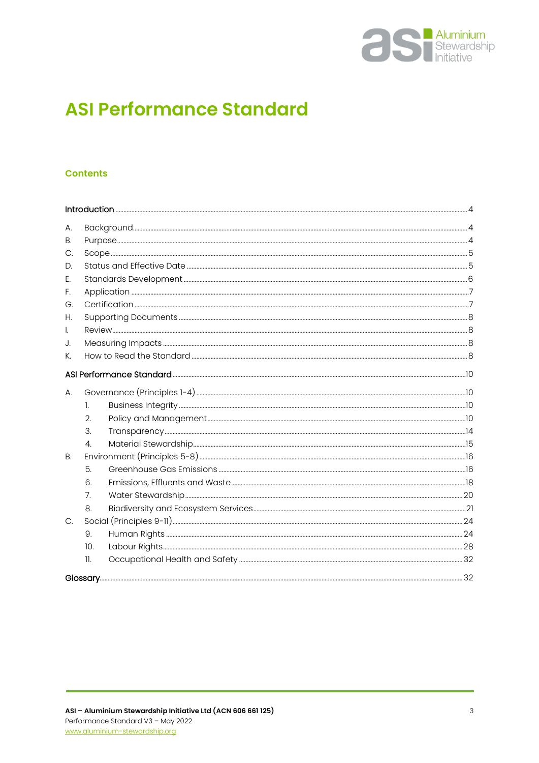# ASI Performance Standard

## Contents

Introduction ..... 4

A. Background ..... 4
B. Purpose ..... 4
C. Scope ..... 5
D. Status and Effective Date ..... 5
E. Standards Development ..... 6
F. Application ..... 7
G. Certification ..... 7
H. Supporting Documents ..... 8
I. Review ..... 8
J. Measuring Impacts ..... 8
K. How to Read the Standard ..... 8

ASI Performance Standard ..... 10

A. Governance (Principles 1-4) ..... 10
   1. Business Integrity ..... 10
   2. Policy and Management ..... 10
   3. Transparency ..... 14
   4. Material Stewardship ..... 15
B. Environment (Principles 5-8) ..... 16
   5. Greenhouse Gas Emissions ..... 16
   6. Emissions, Effluents and Waste ..... 18
   7. Water Stewardship ..... 20
   8. Biodiversity and Ecosystem Services ..... 21
C. Social (Principles 9-11) ..... 24
   9. Human Rights ..... 24
   10. Labour Rights ..... 28
   11. Occupational Health and Safety ..... 32

Glossary ..... 32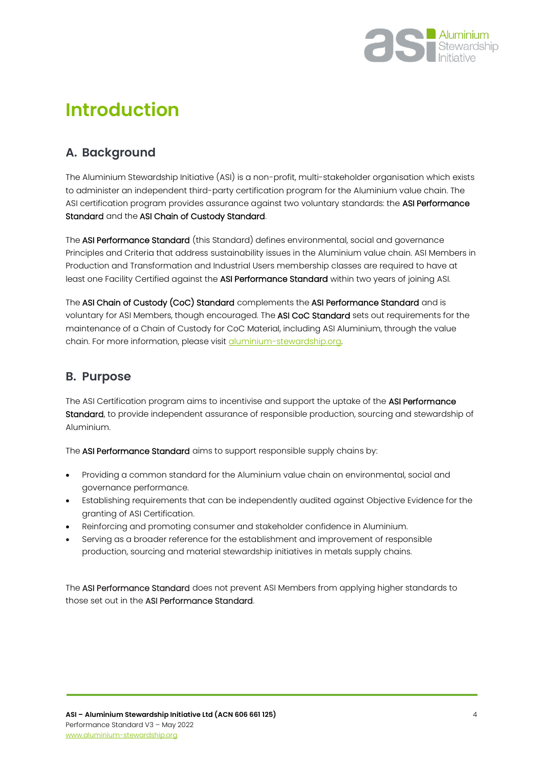# Introduction

## A. Background

The Aluminium Stewardship Initiative (ASI) is a non-profit, multi-stakeholder organisation which exists to administer an independent third-party certification program for the Aluminium value chain. The ASI certification program provides assurance against two voluntary standards: the **ASI Performance Standard** and the **ASI Chain of Custody Standard**.

The **ASI Performance Standard** (this Standard) defines environmental, social and governance Principles and Criteria that address sustainability issues in the Aluminium value chain. ASI Members in Production and Transformation and Industrial Users membership classes are required to have at least one Facility Certified against the **ASI Performance Standard** within two years of joining ASI.

The **ASI Chain of Custody (CoC) Standard** complements the **ASI Performance Standard** and is voluntary for ASI Members, though encouraged. The **ASI CoC Standard** sets out requirements for the maintenance of a Chain of Custody for CoC Material, including ASI Aluminium, through the value chain. For more information, please visit aluminium-stewardship.org.

## B. Purpose

The ASI Certification program aims to incentivise and support the uptake of the **ASI Performance Standard**, to provide independent assurance of responsible production, sourcing and stewardship of Aluminium.

The **ASI Performance Standard** aims to support responsible supply chains by:

- Providing a common standard for the Aluminium value chain on environmental, social and governance performance.
- Establishing requirements that can be independently audited against Objective Evidence for the granting of ASI Certification.
- Reinforcing and promoting consumer and stakeholder confidence in Aluminium.
- Serving as a broader reference for the establishment and improvement of responsible production, sourcing and material stewardship initiatives in metals supply chains.

The **ASI Performance Standard** does not prevent ASI Members from applying higher standards to those set out in the **ASI Performance Standard**.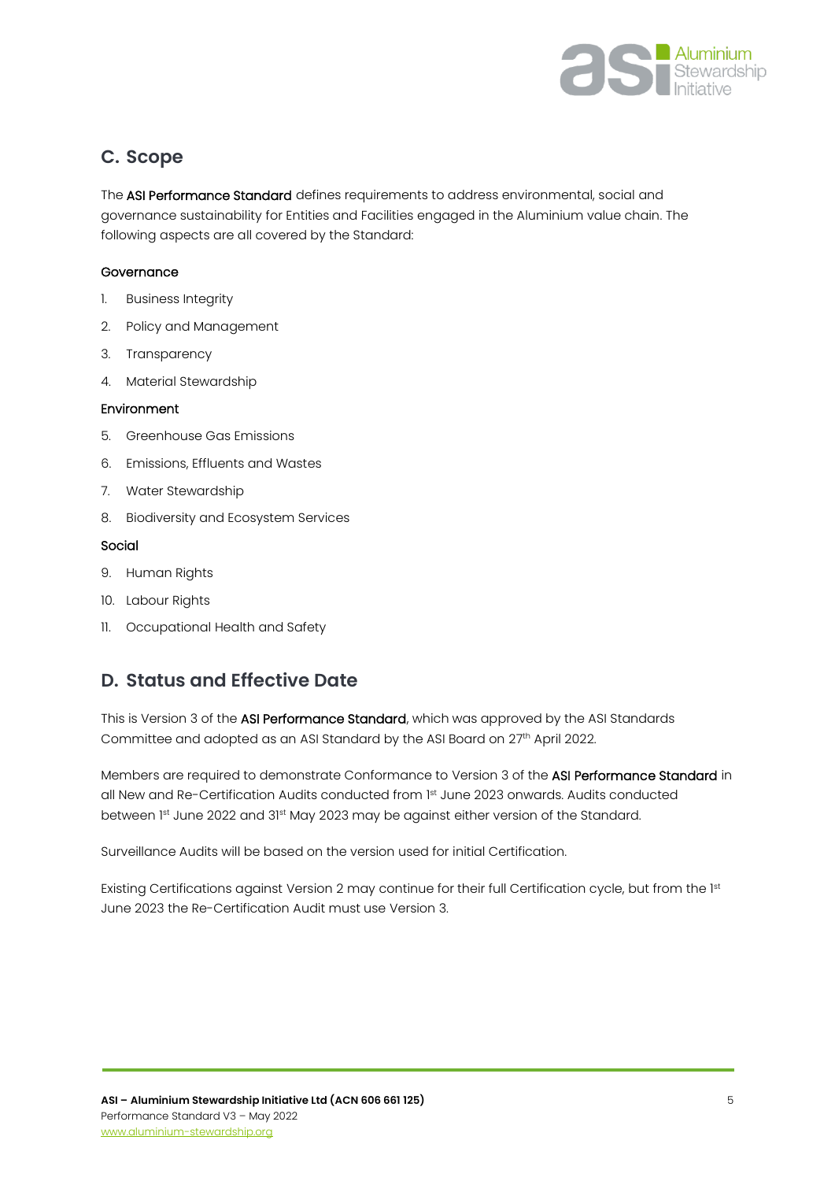## C. Scope

The ASI Performance Standard defines requirements to address environmental, social and governance sustainability for Entities and Facilities engaged in the Aluminium value chain. The following aspects are all covered by the Standard:

#### Governance

1. Business Integrity
2. Policy and Management
3. Transparency
4. Material Stewardship

#### Environment

5. Greenhouse Gas Emissions
6. Emissions, Effluents and Wastes
7. Water Stewardship
8. Biodiversity and Ecosystem Services

#### Social

9. Human Rights
10. Labour Rights
11. Occupational Health and Safety

## D. Status and Effective Date

This is Version 3 of the ASI Performance Standard, which was approved by the ASI Standards Committee and adopted as an ASI Standard by the ASI Board on 27th April 2022.

Members are required to demonstrate Conformance to Version 3 of the ASI Performance Standard in all New and Re-Certification Audits conducted from 1st June 2023 onwards. Audits conducted between 1st June 2022 and 31st May 2023 may be against either version of the Standard.

Surveillance Audits will be based on the version used for initial Certification.

Existing Certifications against Version 2 may continue for their full Certification cycle, but from the 1st June 2023 the Re-Certification Audit must use Version 3.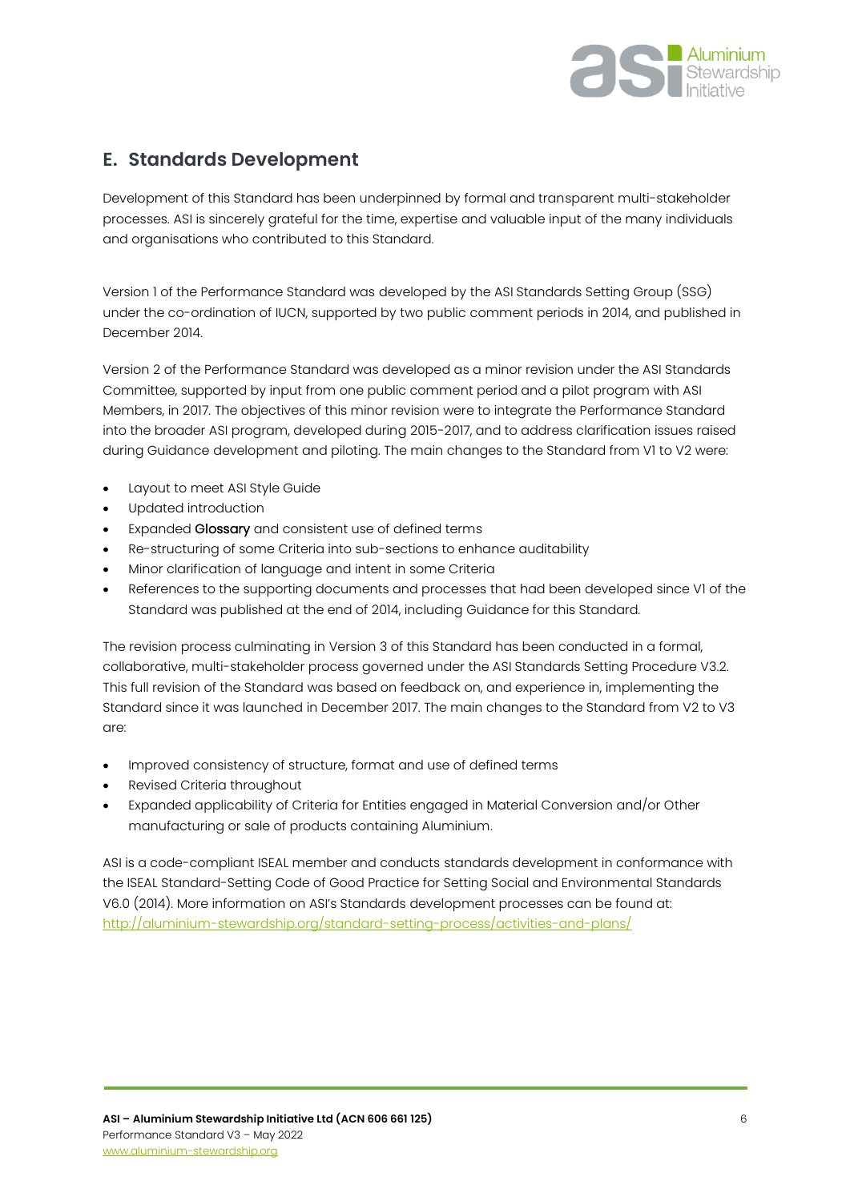## E. Standards Development

Development of this Standard has been underpinned by formal and transparent multi-stakeholder processes. ASI is sincerely grateful for the time, expertise and valuable input of the many individuals and organisations who contributed to this Standard.

Version 1 of the Performance Standard was developed by the ASI Standards Setting Group (SSG) under the co-ordination of IUCN, supported by two public comment periods in 2014, and published in December 2014.

Version 2 of the Performance Standard was developed as a minor revision under the ASI Standards Committee, supported by input from one public comment period and a pilot program with ASI Members, in 2017. The objectives of this minor revision were to integrate the Performance Standard into the broader ASI program, developed during 2015-2017, and to address clarification issues raised during Guidance development and piloting. The main changes to the Standard from V1 to V2 were:

- Layout to meet ASI Style Guide
- Updated introduction
- Expanded **Glossary** and consistent use of defined terms
- Re-structuring of some Criteria into sub-sections to enhance auditability
- Minor clarification of language and intent in some Criteria
- References to the supporting documents and processes that had been developed since V1 of the Standard was published at the end of 2014, including Guidance for this Standard.

The revision process culminating in Version 3 of this Standard has been conducted in a formal, collaborative, multi-stakeholder process governed under the ASI Standards Setting Procedure V3.2. This full revision of the Standard was based on feedback on, and experience in, implementing the Standard since it was launched in December 2017. The main changes to the Standard from V2 to V3 are:

- Improved consistency of structure, format and use of defined terms
- Revised Criteria throughout
- Expanded applicability of Criteria for Entities engaged in Material Conversion and/or Other manufacturing or sale of products containing Aluminium.

ASI is a code-compliant ISEAL member and conducts standards development in conformance with the ISEAL Standard-Setting Code of Good Practice for Setting Social and Environmental Standards V6.0 (2014). More information on ASI's Standards development processes can be found at: http://aluminium-stewardship.org/standard-setting-process/activities-and-plans/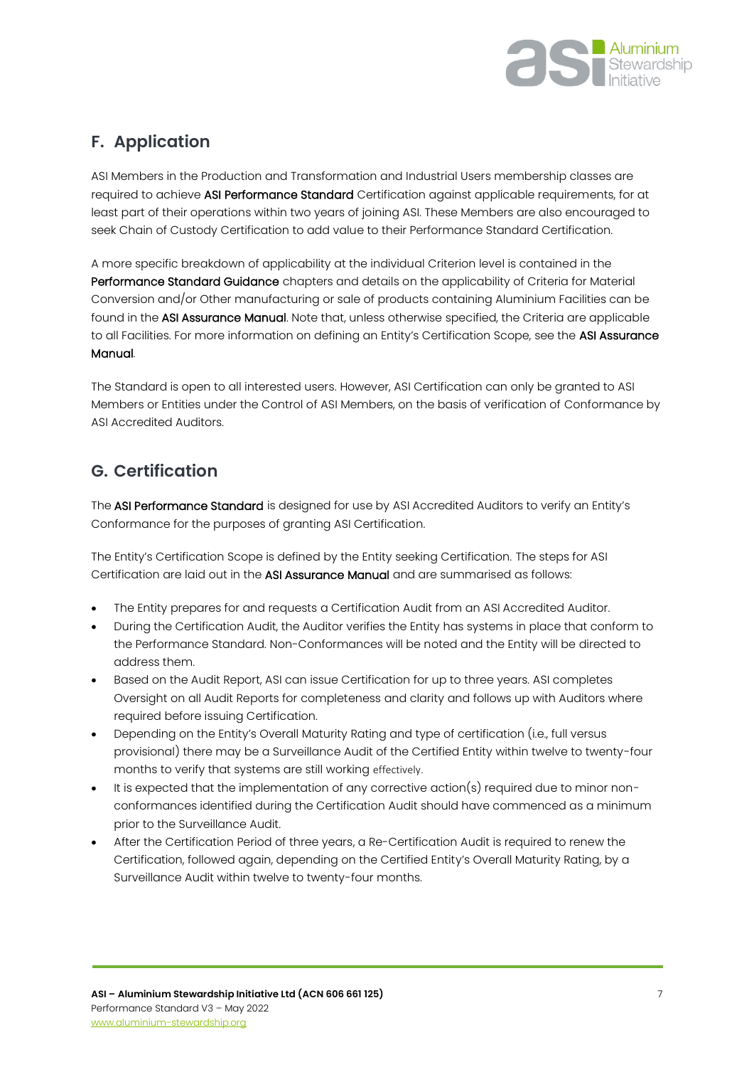## F. Application

ASI Members in the Production and Transformation and Industrial Users membership classes are required to achieve ASI Performance Standard Certification against applicable requirements, for at least part of their operations within two years of joining ASI. These Members are also encouraged to seek Chain of Custody Certification to add value to their Performance Standard Certification.

A more specific breakdown of applicability at the individual Criterion level is contained in the Performance Standard Guidance chapters and details on the applicability of Criteria for Material Conversion and/or Other manufacturing or sale of products containing Aluminium Facilities can be found in the ASI Assurance Manual. Note that, unless otherwise specified, the Criteria are applicable to all Facilities. For more information on defining an Entity's Certification Scope, see the ASI Assurance Manual.

The Standard is open to all interested users. However, ASI Certification can only be granted to ASI Members or Entities under the Control of ASI Members, on the basis of verification of Conformance by ASI Accredited Auditors.

## G. Certification

The ASI Performance Standard is designed for use by ASI Accredited Auditors to verify an Entity's Conformance for the purposes of granting ASI Certification.

The Entity's Certification Scope is defined by the Entity seeking Certification. The steps for ASI Certification are laid out in the ASI Assurance Manual and are summarised as follows:

- The Entity prepares for and requests a Certification Audit from an ASI Accredited Auditor.
- During the Certification Audit, the Auditor verifies the Entity has systems in place that conform to the Performance Standard. Non-Conformances will be noted and the Entity will be directed to address them.
- Based on the Audit Report, ASI can issue Certification for up to three years. ASI completes Oversight on all Audit Reports for completeness and clarity and follows up with Auditors where required before issuing Certification.
- Depending on the Entity's Overall Maturity Rating and type of certification (i.e., full versus provisional) there may be a Surveillance Audit of the Certified Entity within twelve to twenty-four months to verify that systems are still working effectively.
- It is expected that the implementation of any corrective action(s) required due to minor non-conformances identified during the Certification Audit should have commenced as a minimum prior to the Surveillance Audit.
- After the Certification Period of three years, a Re-Certification Audit is required to renew the Certification, followed again, depending on the Certified Entity's Overall Maturity Rating, by a Surveillance Audit within twelve to twenty-four months.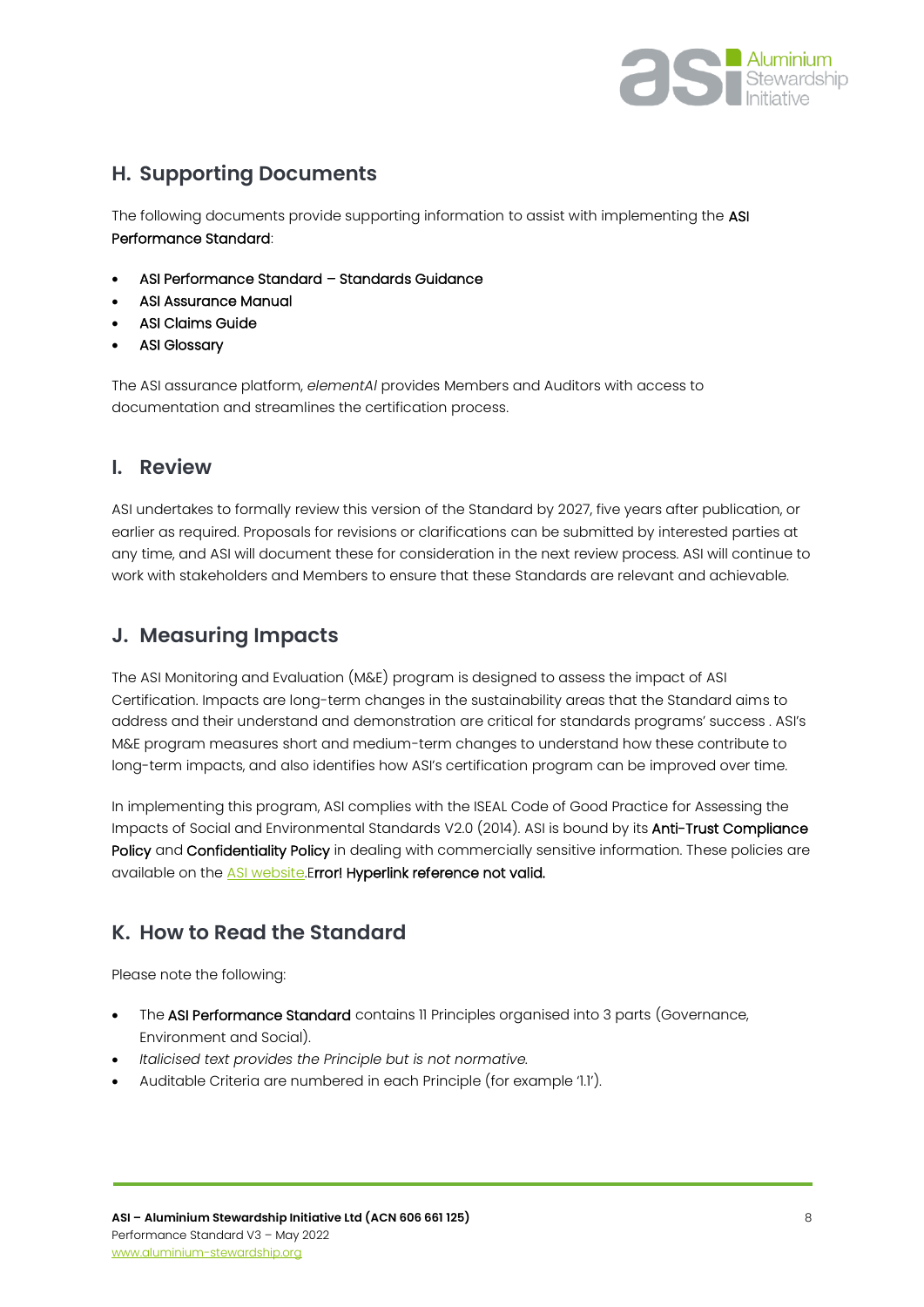## H. Supporting Documents

The following documents provide supporting information to assist with implementing the ASI Performance Standard:

- ASI Performance Standard – Standards Guidance
- ASI Assurance Manual
- ASI Claims Guide
- ASI Glossary

The ASI assurance platform, *elementAl* provides Members and Auditors with access to documentation and streamlines the certification process.

## I. Review

ASI undertakes to formally review this version of the Standard by 2027, five years after publication, or earlier as required. Proposals for revisions or clarifications can be submitted by interested parties at any time, and ASI will document these for consideration in the next review process. ASI will continue to work with stakeholders and Members to ensure that these Standards are relevant and achievable.

## J. Measuring Impacts

The ASI Monitoring and Evaluation (M&E) program is designed to assess the impact of ASI Certification. Impacts are long-term changes in the sustainability areas that the Standard aims to address and their understand and demonstration are critical for standards programs' success . ASI's M&E program measures short and medium-term changes to understand how these contribute to long-term impacts, and also identifies how ASI's certification program can be improved over time.

In implementing this program, ASI complies with the ISEAL Code of Good Practice for Assessing the Impacts of Social and Environmental Standards V2.0 (2014). ASI is bound by its Anti-Trust Compliance Policy and Confidentiality Policy in dealing with commercially sensitive information. These policies are available on the ASI website.Error! Hyperlink reference not valid.

## K. How to Read the Standard

Please note the following:

- The ASI Performance Standard contains 11 Principles organised into 3 parts (Governance, Environment and Social).
- *Italicised text provides the Principle but is not normative.*
- Auditable Criteria are numbered in each Principle (for example '1.1').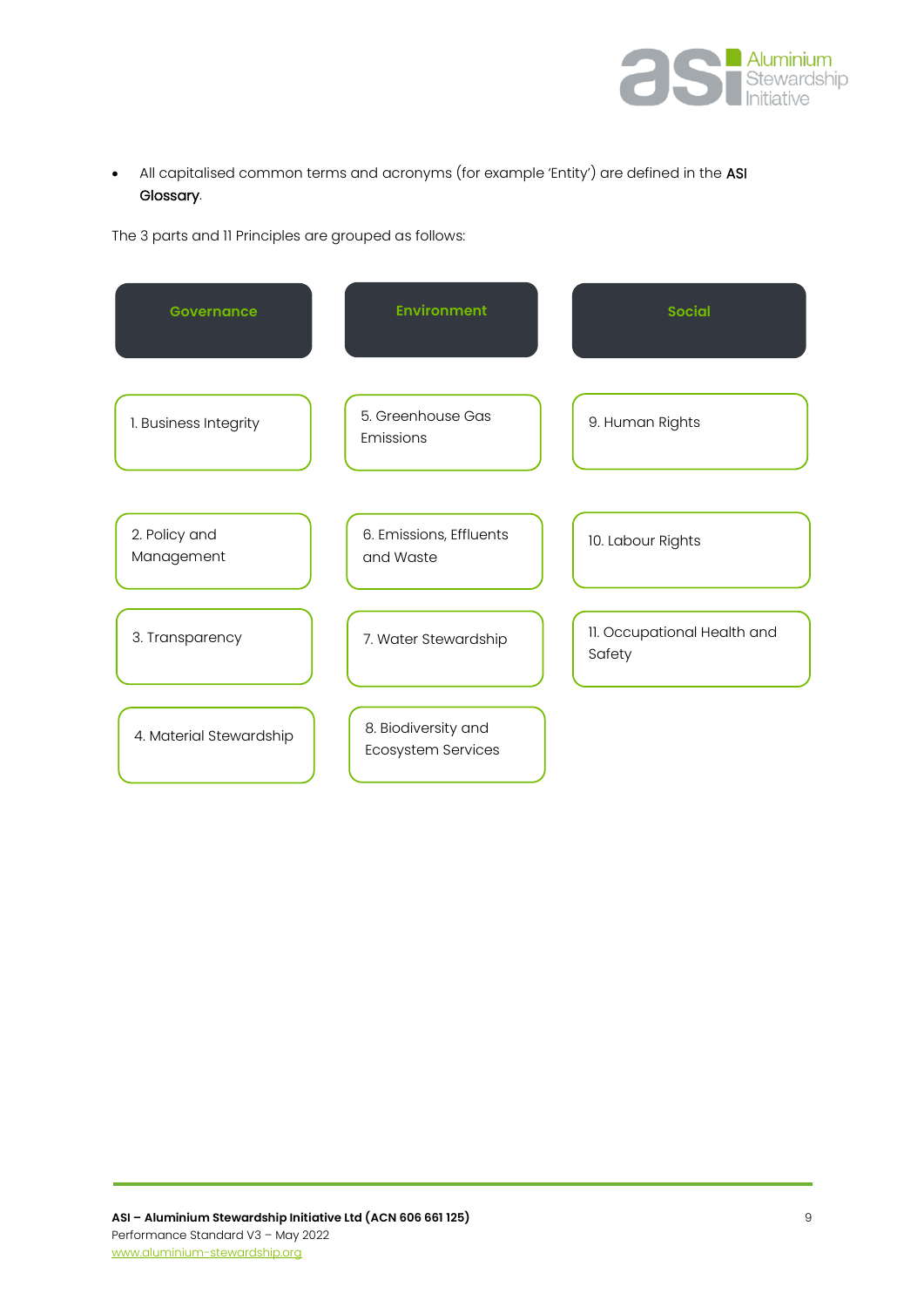- All capitalised common terms and acronyms (for example 'Entity') are defined in the **ASI Glossary**.

The 3 parts and 11 Principles are grouped as follows:

| Governance | Environment | Social |
|---|---|---|
| 1. Business Integrity | 5. Greenhouse Gas Emissions | 9. Human Rights |
| 2. Policy and Management | 6. Emissions, Effluents and Waste | 10. Labour Rights |
| 3. Transparency | 7. Water Stewardship | 11. Occupational Health and Safety |
| 4. Material Stewardship | 8. Biodiversity and Ecosystem Services | |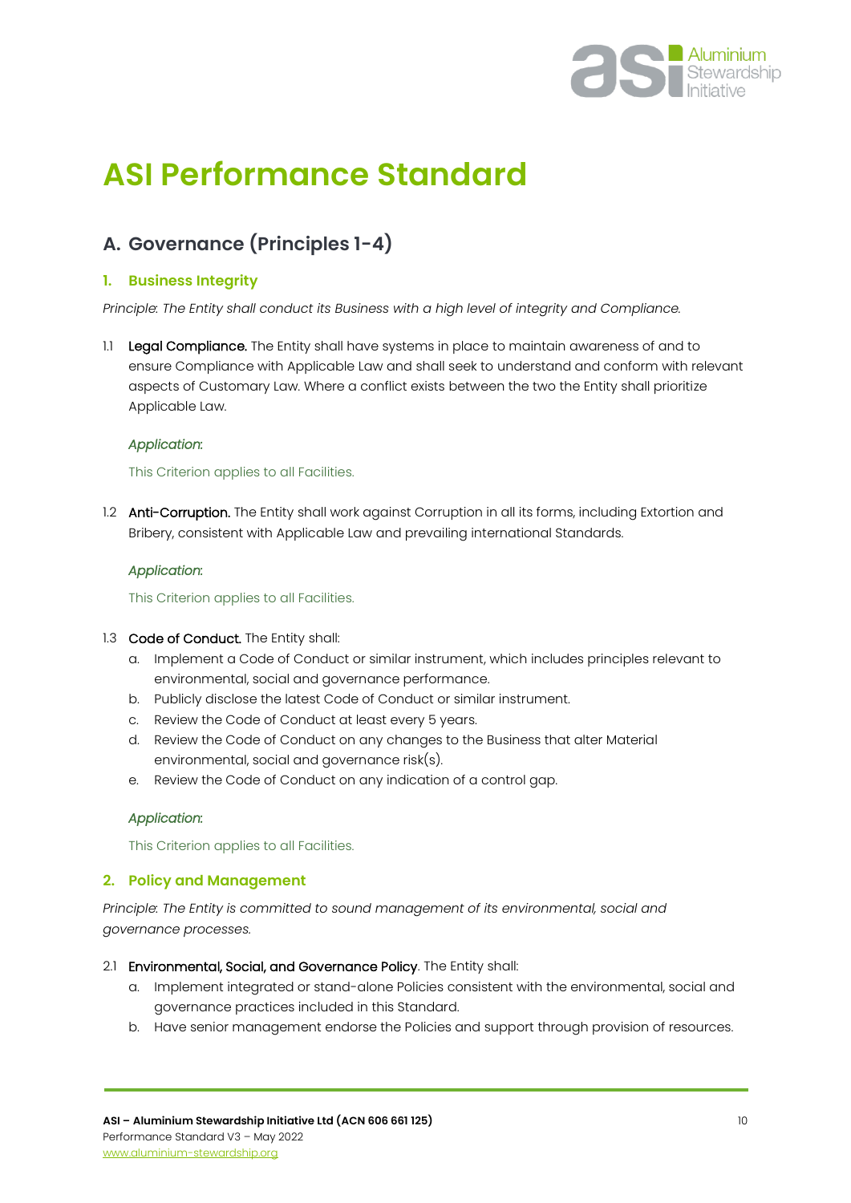# ASI Performance Standard

## A. Governance (Principles 1-4)

### 1. Business Integrity

*Principle: The Entity shall conduct its Business with a high level of integrity and Compliance.*

1.1 **Legal Compliance.** The Entity shall have systems in place to maintain awareness of and to ensure Compliance with Applicable Law and shall seek to understand and conform with relevant aspects of Customary Law. Where a conflict exists between the two the Entity shall prioritize Applicable Law.

*Application:*

This Criterion applies to all Facilities.

1.2 **Anti-Corruption.** The Entity shall work against Corruption in all its forms, including Extortion and Bribery, consistent with Applicable Law and prevailing international Standards.

*Application:*

This Criterion applies to all Facilities.

1.3 **Code of Conduct.** The Entity shall:

a. Implement a Code of Conduct or similar instrument, which includes principles relevant to environmental, social and governance performance.
b. Publicly disclose the latest Code of Conduct or similar instrument.
c. Review the Code of Conduct at least every 5 years.
d. Review the Code of Conduct on any changes to the Business that alter Material environmental, social and governance risk(s).
e. Review the Code of Conduct on any indication of a control gap.

*Application:*

This Criterion applies to all Facilities.

### 2. Policy and Management

*Principle: The Entity is committed to sound management of its environmental, social and governance processes.*

2.1 **Environmental, Social, and Governance Policy**. The Entity shall:

a. Implement integrated or stand-alone Policies consistent with the environmental, social and governance practices included in this Standard.
b. Have senior management endorse the Policies and support through provision of resources.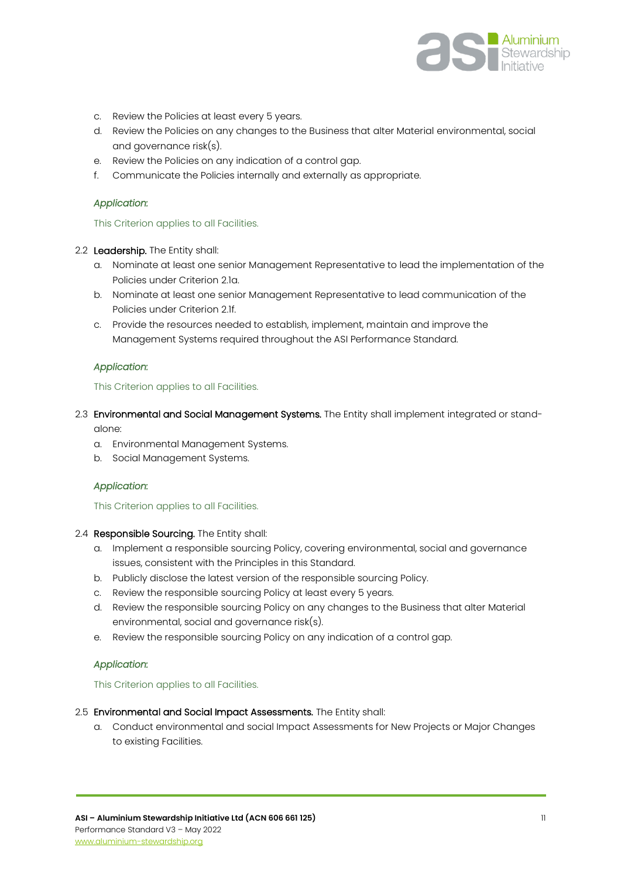c. Review the Policies at least every 5 years.
d. Review the Policies on any changes to the Business that alter Material environmental, social and governance risk(s).
e. Review the Policies on any indication of a control gap.
f. Communicate the Policies internally and externally as appropriate.

*Application:*

This Criterion applies to all Facilities.

2.2 **Leadership.** The Entity shall:

a. Nominate at least one senior Management Representative to lead the implementation of the Policies under Criterion 2.1a.
b. Nominate at least one senior Management Representative to lead communication of the Policies under Criterion 2.1f.
c. Provide the resources needed to establish, implement, maintain and improve the Management Systems required throughout the ASI Performance Standard.

*Application:*

This Criterion applies to all Facilities.

2.3 **Environmental and Social Management Systems.** The Entity shall implement integrated or stand-alone:

a. Environmental Management Systems.
b. Social Management Systems.

*Application:*

This Criterion applies to all Facilities.

2.4 **Responsible Sourcing.** The Entity shall:

a. Implement a responsible sourcing Policy, covering environmental, social and governance issues, consistent with the Principles in this Standard.
b. Publicly disclose the latest version of the responsible sourcing Policy.
c. Review the responsible sourcing Policy at least every 5 years.
d. Review the responsible sourcing Policy on any changes to the Business that alter Material environmental, social and governance risk(s).
e. Review the responsible sourcing Policy on any indication of a control gap.

*Application:*

This Criterion applies to all Facilities.

2.5 **Environmental and Social Impact Assessments.** The Entity shall:

a. Conduct environmental and social Impact Assessments for New Projects or Major Changes to existing Facilities.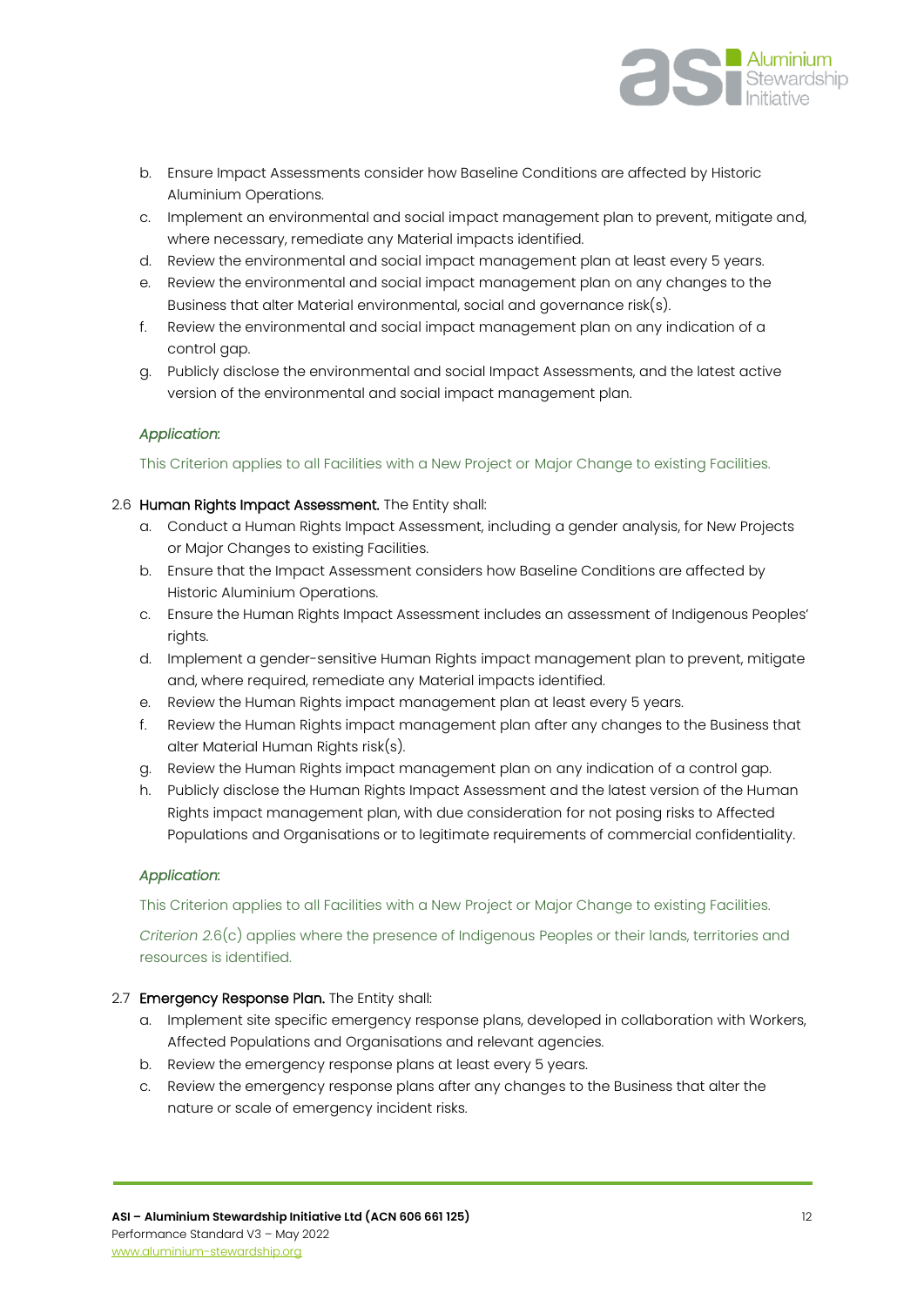b. Ensure Impact Assessments consider how Baseline Conditions are affected by Historic Aluminium Operations.
c. Implement an environmental and social impact management plan to prevent, mitigate and, where necessary, remediate any Material impacts identified.
d. Review the environmental and social impact management plan at least every 5 years.
e. Review the environmental and social impact management plan on any changes to the Business that alter Material environmental, social and governance risk(s).
f. Review the environmental and social impact management plan on any indication of a control gap.
g. Publicly disclose the environmental and social Impact Assessments, and the latest active version of the environmental and social impact management plan.

*Application*:

This Criterion applies to all Facilities with a New Project or Major Change to existing Facilities.

2.6 **Human Rights Impact Assessment.** The Entity shall:

a. Conduct a Human Rights Impact Assessment, including a gender analysis, for New Projects or Major Changes to existing Facilities.
b. Ensure that the Impact Assessment considers how Baseline Conditions are affected by Historic Aluminium Operations.
c. Ensure the Human Rights Impact Assessment includes an assessment of Indigenous Peoples' rights.
d. Implement a gender-sensitive Human Rights impact management plan to prevent, mitigate and, where required, remediate any Material impacts identified.
e. Review the Human Rights impact management plan at least every 5 years.
f. Review the Human Rights impact management plan after any changes to the Business that alter Material Human Rights risk(s).
g. Review the Human Rights impact management plan on any indication of a control gap.
h. Publicly disclose the Human Rights Impact Assessment and the latest version of the Human Rights impact management plan, with due consideration for not posing risks to Affected Populations and Organisations or to legitimate requirements of commercial confidentiality.

*Application*:

This Criterion applies to all Facilities with a New Project or Major Change to existing Facilities.

*Criterion 2.6*(c) applies where the presence of Indigenous Peoples or their lands, territories and resources is identified.

2.7 **Emergency Response Plan.** The Entity shall:

a. Implement site specific emergency response plans, developed in collaboration with Workers, Affected Populations and Organisations and relevant agencies.
b. Review the emergency response plans at least every 5 years.
c. Review the emergency response plans after any changes to the Business that alter the nature or scale of emergency incident risks.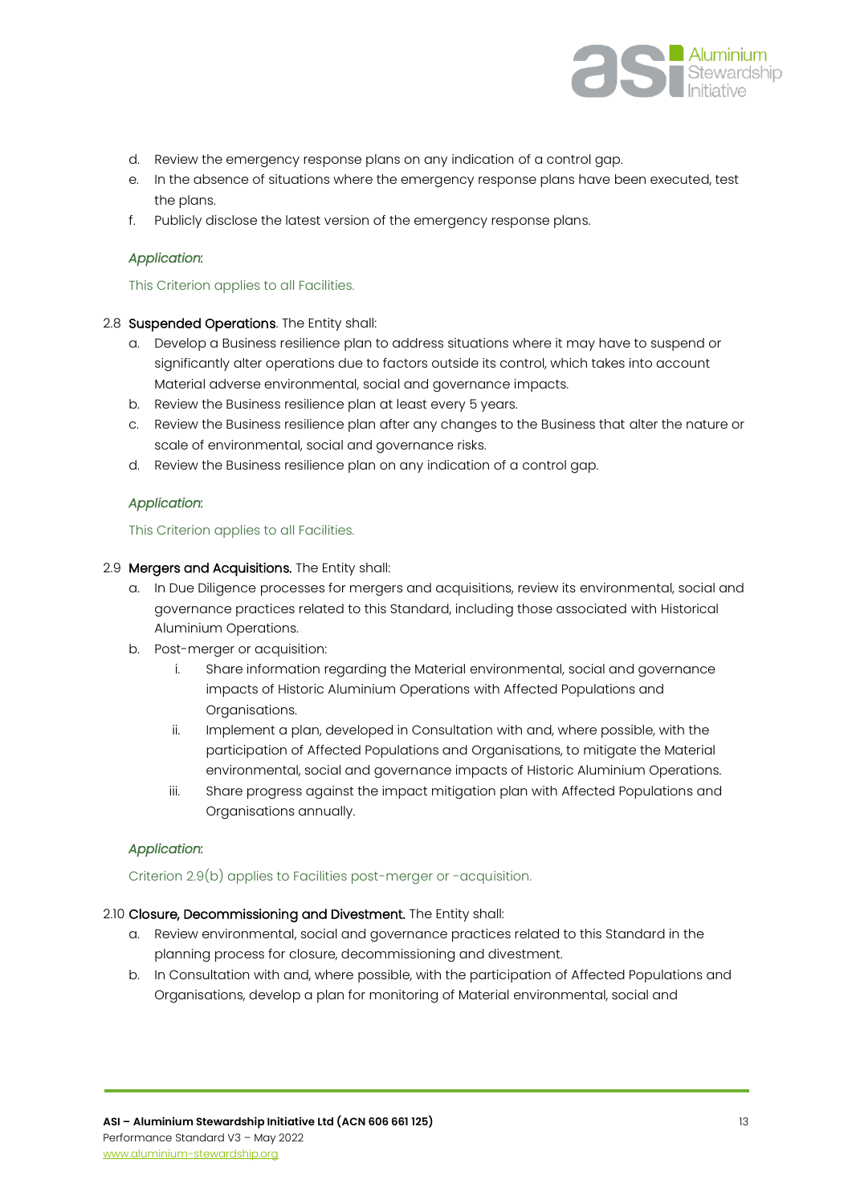d. Review the emergency response plans on any indication of a control gap.
e. In the absence of situations where the emergency response plans have been executed, test the plans.
f. Publicly disclose the latest version of the emergency response plans.

*Application:*

This Criterion applies to all Facilities.

2.8 **Suspended Operations**. The Entity shall:

a. Develop a Business resilience plan to address situations where it may have to suspend or significantly alter operations due to factors outside its control, which takes into account Material adverse environmental, social and governance impacts.
b. Review the Business resilience plan at least every 5 years.
c. Review the Business resilience plan after any changes to the Business that alter the nature or scale of environmental, social and governance risks.
d. Review the Business resilience plan on any indication of a control gap.

*Application:*

This Criterion applies to all Facilities.

2.9 **Mergers and Acquisitions.** The Entity shall:

a. In Due Diligence processes for mergers and acquisitions, review its environmental, social and governance practices related to this Standard, including those associated with Historical Aluminium Operations.
b. Post-merger or acquisition:
   i. Share information regarding the Material environmental, social and governance impacts of Historic Aluminium Operations with Affected Populations and Organisations.
   ii. Implement a plan, developed in Consultation with and, where possible, with the participation of Affected Populations and Organisations, to mitigate the Material environmental, social and governance impacts of Historic Aluminium Operations.
   iii. Share progress against the impact mitigation plan with Affected Populations and Organisations annually.

*Application:*

Criterion 2.9(b) applies to Facilities post-merger or -acquisition.

2.10 **Closure, Decommissioning and Divestment.** The Entity shall:

a. Review environmental, social and governance practices related to this Standard in the planning process for closure, decommissioning and divestment.
b. In Consultation with and, where possible, with the participation of Affected Populations and Organisations, develop a plan for monitoring of Material environmental, social and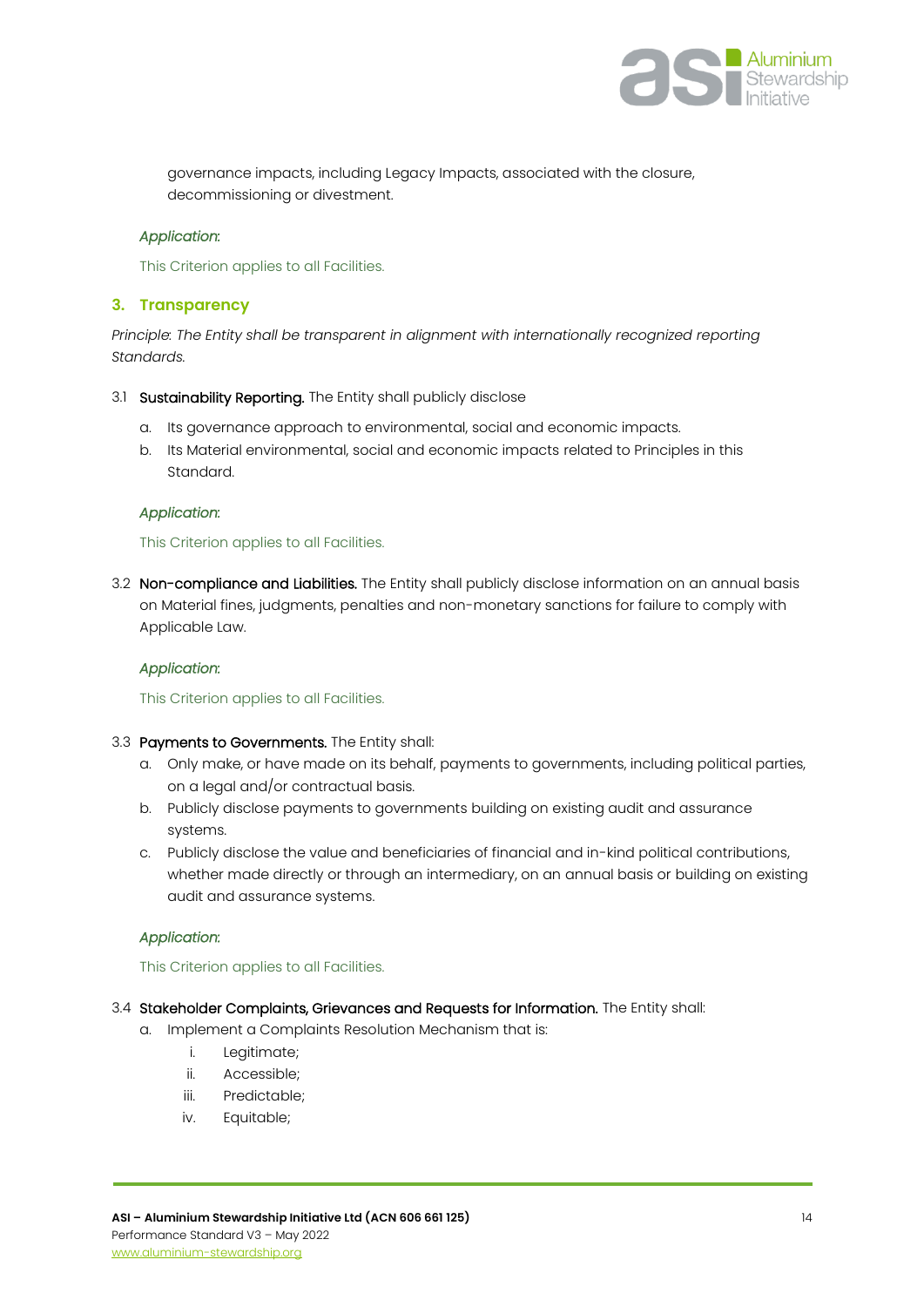governance impacts, including Legacy Impacts, associated with the closure, decommissioning or divestment.

*Application*:

This Criterion applies to all Facilities.

## 3. Transparency

*Principle: The Entity shall be transparent in alignment with internationally recognized reporting Standards.*

3.1 **Sustainability Reporting.** The Entity shall publicly disclose

a. Its governance approach to environmental, social and economic impacts.

b. Its Material environmental, social and economic impacts related to Principles in this Standard.

*Application*:

This Criterion applies to all Facilities.

3.2 **Non-compliance and Liabilities.** The Entity shall publicly disclose information on an annual basis on Material fines, judgments, penalties and non-monetary sanctions for failure to comply with Applicable Law.

*Application*:

This Criterion applies to all Facilities.

3.3 **Payments to Governments.** The Entity shall:

a. Only make, or have made on its behalf, payments to governments, including political parties, on a legal and/or contractual basis.

b. Publicly disclose payments to governments building on existing audit and assurance systems.

c. Publicly disclose the value and beneficiaries of financial and in-kind political contributions, whether made directly or through an intermediary, on an annual basis or building on existing audit and assurance systems.

*Application*:

This Criterion applies to all Facilities.

3.4 **Stakeholder Complaints, Grievances and Requests for Information.** The Entity shall:

a. Implement a Complaints Resolution Mechanism that is:

   i. Legitimate;

   ii. Accessible;

   iii. Predictable;

   iv. Equitable;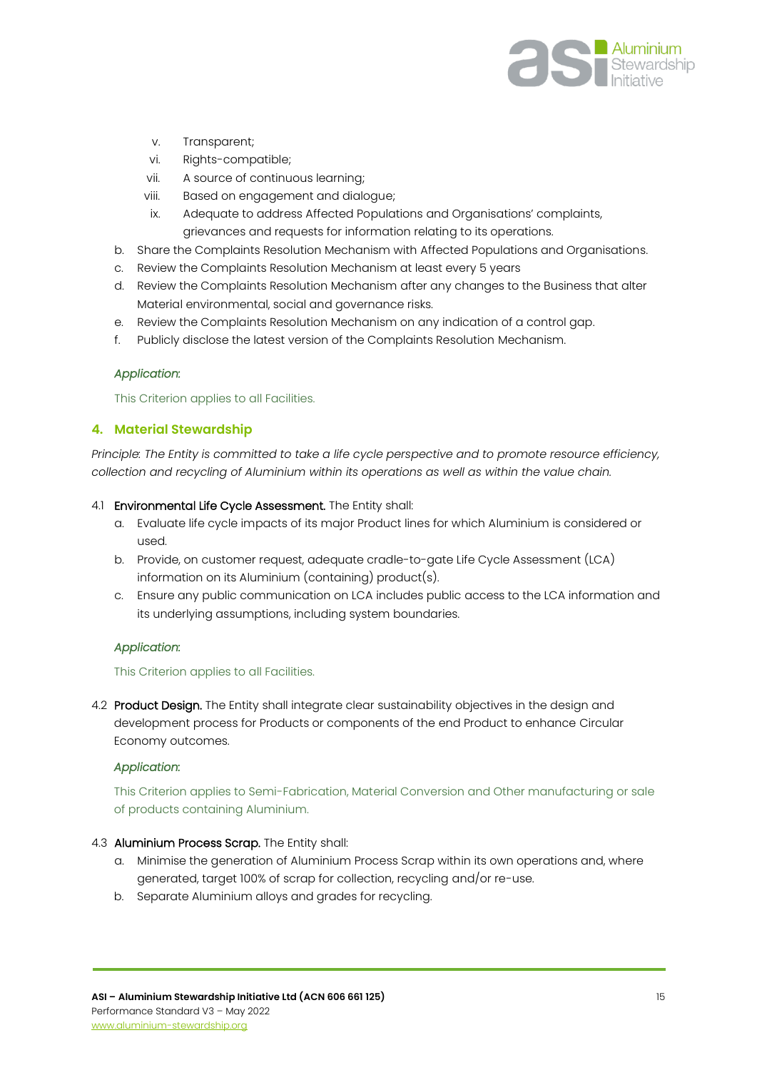v. Transparent;
vi. Rights-compatible;
vii. A source of continuous learning;
viii. Based on engagement and dialogue;
ix. Adequate to address Affected Populations and Organisations' complaints, grievances and requests for information relating to its operations.

b. Share the Complaints Resolution Mechanism with Affected Populations and Organisations.
c. Review the Complaints Resolution Mechanism at least every 5 years
d. Review the Complaints Resolution Mechanism after any changes to the Business that alter Material environmental, social and governance risks.
e. Review the Complaints Resolution Mechanism on any indication of a control gap.
f. Publicly disclose the latest version of the Complaints Resolution Mechanism.

*Application*:

This Criterion applies to all Facilities.

## 4. Material Stewardship

*Principle: The Entity is committed to take a life cycle perspective and to promote resource efficiency, collection and recycling of Aluminium within its operations as well as within the value chain.*

4.1 **Environmental Life Cycle Assessment.** The Entity shall:

a. Evaluate life cycle impacts of its major Product lines for which Aluminium is considered or used.
b. Provide, on customer request, adequate cradle-to-gate Life Cycle Assessment (LCA) information on its Aluminium (containing) product(s).
c. Ensure any public communication on LCA includes public access to the LCA information and its underlying assumptions, including system boundaries.

*Application*:

This Criterion applies to all Facilities.

4.2 **Product Design.** The Entity shall integrate clear sustainability objectives in the design and development process for Products or components of the end Product to enhance Circular Economy outcomes.

*Application*:

This Criterion applies to Semi-Fabrication, Material Conversion and Other manufacturing or sale of products containing Aluminium.

4.3 **Aluminium Process Scrap.** The Entity shall:

a. Minimise the generation of Aluminium Process Scrap within its own operations and, where generated, target 100% of scrap for collection, recycling and/or re-use.
b. Separate Aluminium alloys and grades for recycling.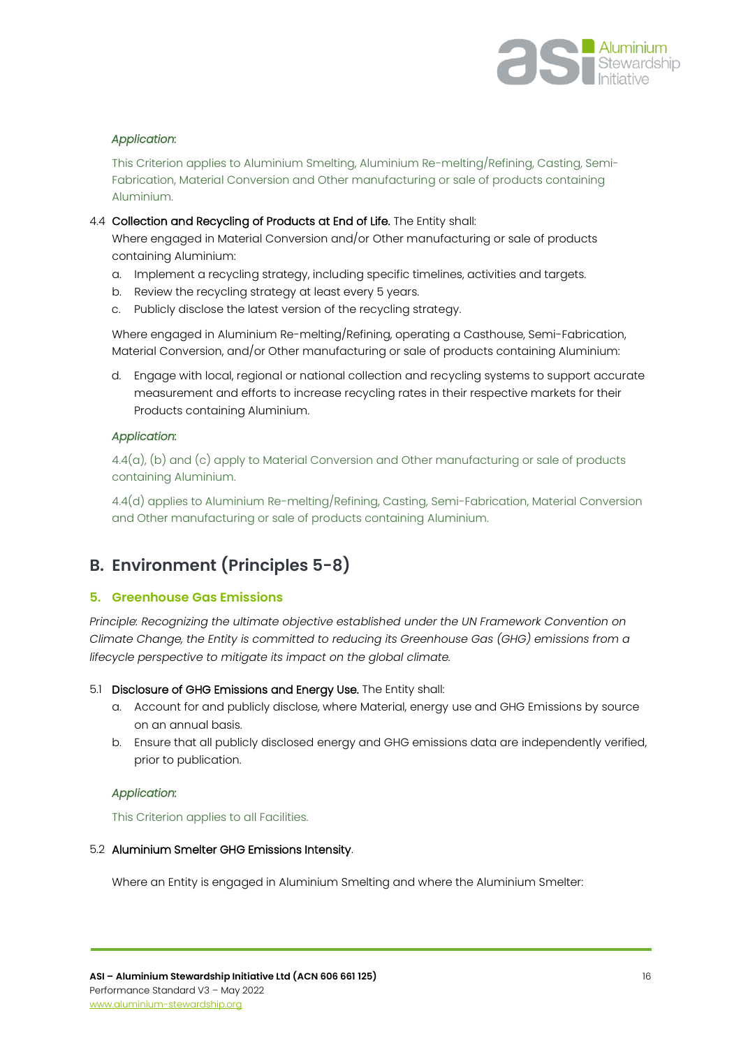*Application*:

This Criterion applies to Aluminium Smelting, Aluminium Re-melting/Refining, Casting, Semi-Fabrication, Material Conversion and Other manufacturing or sale of products containing Aluminium.

4.4 **Collection and Recycling of Products at End of Life.** The Entity shall:

Where engaged in Material Conversion and/or Other manufacturing or sale of products containing Aluminium:

a. Implement a recycling strategy, including specific timelines, activities and targets.
b. Review the recycling strategy at least every 5 years.
c. Publicly disclose the latest version of the recycling strategy.

Where engaged in Aluminium Re-melting/Refining, operating a Casthouse, Semi-Fabrication, Material Conversion, and/or Other manufacturing or sale of products containing Aluminium:

d. Engage with local, regional or national collection and recycling systems to support accurate measurement and efforts to increase recycling rates in their respective markets for their Products containing Aluminium.

*Application*:

4.4(a), (b) and (c) apply to Material Conversion and Other manufacturing or sale of products containing Aluminium.

4.4(d) applies to Aluminium Re-melting/Refining, Casting, Semi-Fabrication, Material Conversion and Other manufacturing or sale of products containing Aluminium.

## B. Environment (Principles 5-8)

### 5. Greenhouse Gas Emissions

*Principle: Recognizing the ultimate objective established under the UN Framework Convention on Climate Change, the Entity is committed to reducing its Greenhouse Gas (GHG) emissions from a lifecycle perspective to mitigate its impact on the global climate.*

5.1 **Disclosure of GHG Emissions and Energy Use.** The Entity shall:

a. Account for and publicly disclose, where Material, energy use and GHG Emissions by source on an annual basis.
b. Ensure that all publicly disclosed energy and GHG emissions data are independently verified, prior to publication.

*Application*:

This Criterion applies to all Facilities.

5.2 **Aluminium Smelter GHG Emissions Intensity**.

Where an Entity is engaged in Aluminium Smelting and where the Aluminium Smelter: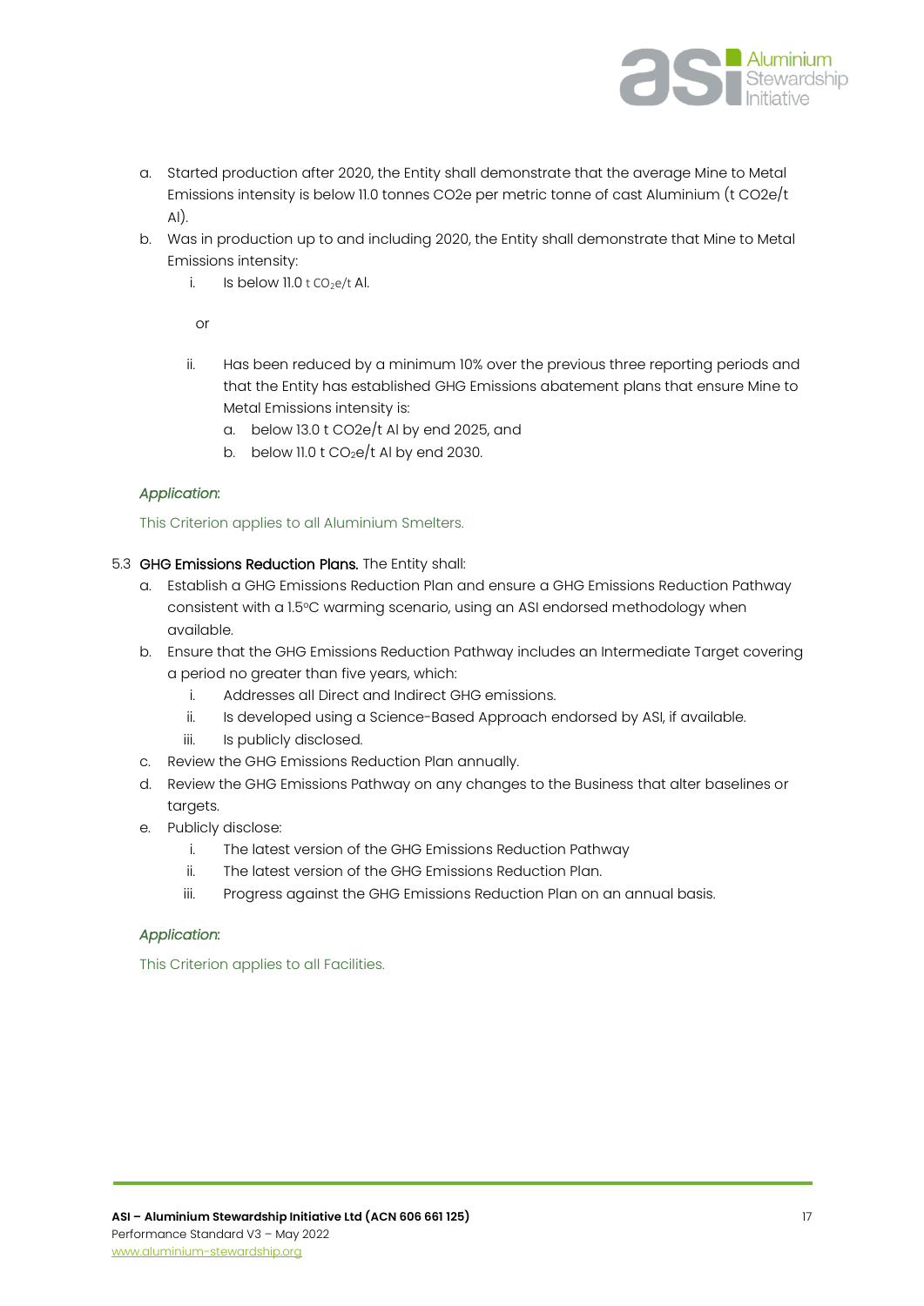a. Started production after 2020, the Entity shall demonstrate that the average Mine to Metal Emissions intensity is below 11.0 tonnes CO2e per metric tonne of cast Aluminium (t CO2e/t Al).
b. Was in production up to and including 2020, the Entity shall demonstrate that Mine to Metal Emissions intensity:
   i. Is below 11.0 t $CO_2e$/t Al.

   or

   ii. Has been reduced by a minimum 10% over the previous three reporting periods and that the Entity has established GHG Emissions abatement plans that ensure Mine to Metal Emissions intensity is:
      a. below 13.0 t CO2e/t Al by end 2025, and
      b. below 11.0 t $CO_2e$/t Al by end 2030.

*Application*:

This Criterion applies to all Aluminium Smelters.

5.3 **GHG Emissions Reduction Plans.** The Entity shall:

a. Establish a GHG Emissions Reduction Plan and ensure a GHG Emissions Reduction Pathway consistent with a 1.5ºC warming scenario, using an ASI endorsed methodology when available.
b. Ensure that the GHG Emissions Reduction Pathway includes an Intermediate Target covering a period no greater than five years, which:
   i. Addresses all Direct and Indirect GHG emissions.
   ii. Is developed using a Science-Based Approach endorsed by ASI, if available.
   iii. Is publicly disclosed.
c. Review the GHG Emissions Reduction Plan annually.
d. Review the GHG Emissions Pathway on any changes to the Business that alter baselines or targets.
e. Publicly disclose:
   i. The latest version of the GHG Emissions Reduction Pathway
   ii. The latest version of the GHG Emissions Reduction Plan.
   iii. Progress against the GHG Emissions Reduction Plan on an annual basis.

*Application*:

This Criterion applies to all Facilities.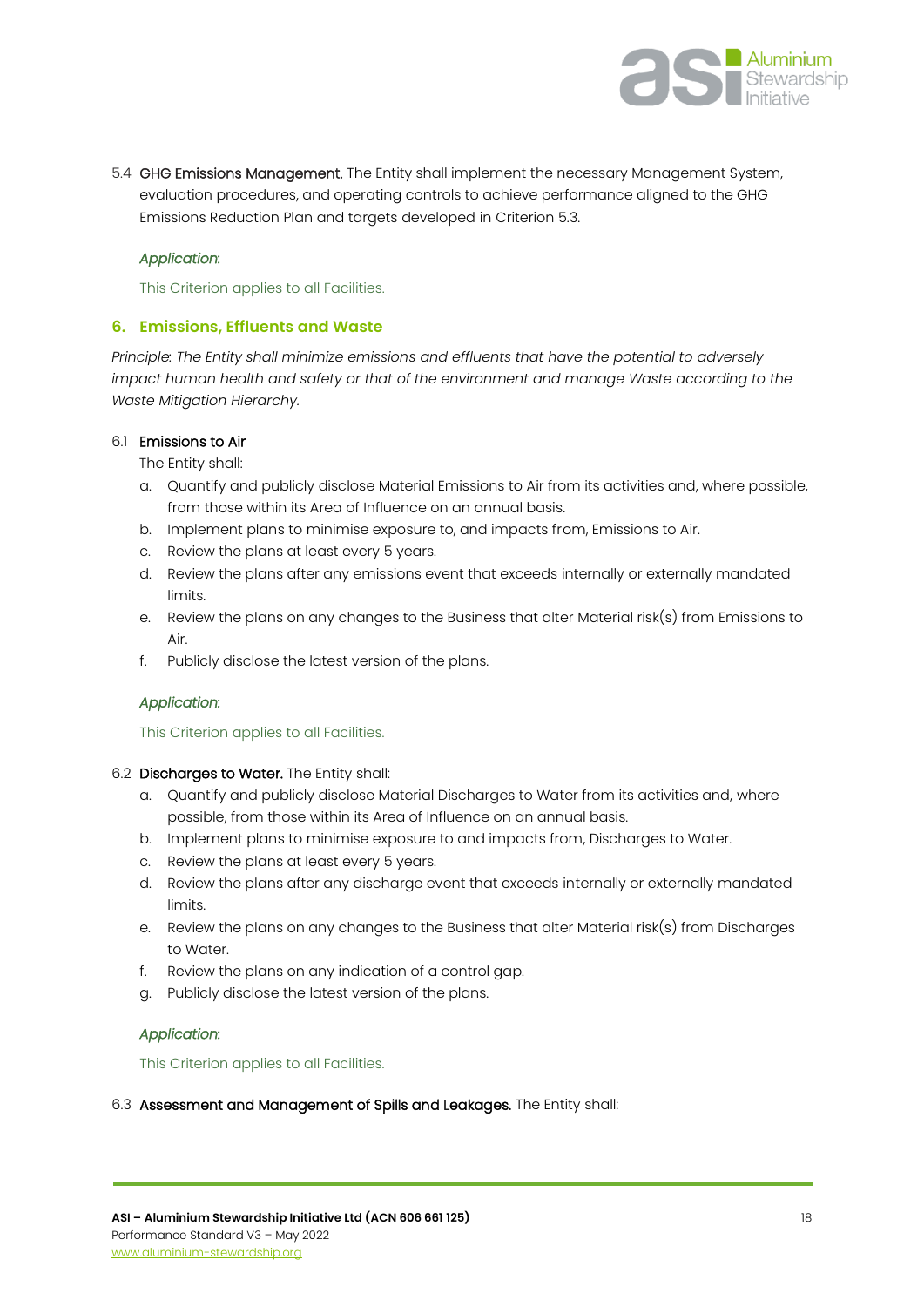5.4 **GHG Emissions Management.** The Entity shall implement the necessary Management System, evaluation procedures, and operating controls to achieve performance aligned to the GHG Emissions Reduction Plan and targets developed in Criterion 5.3.

*Application:*

This Criterion applies to all Facilities.

## 6. Emissions, Effluents and Waste

*Principle: The Entity shall minimize emissions and effluents that have the potential to adversely impact human health and safety or that of the environment and manage Waste according to the Waste Mitigation Hierarchy.*

6.1 **Emissions to Air**

The Entity shall:

a. Quantify and publicly disclose Material Emissions to Air from its activities and, where possible, from those within its Area of Influence on an annual basis.
b. Implement plans to minimise exposure to, and impacts from, Emissions to Air.
c. Review the plans at least every 5 years.
d. Review the plans after any emissions event that exceeds internally or externally mandated limits.
e. Review the plans on any changes to the Business that alter Material risk(s) from Emissions to Air.
f. Publicly disclose the latest version of the plans.

*Application:*

This Criterion applies to all Facilities.

6.2 **Discharges to Water.** The Entity shall:

a. Quantify and publicly disclose Material Discharges to Water from its activities and, where possible, from those within its Area of Influence on an annual basis.
b. Implement plans to minimise exposure to and impacts from, Discharges to Water.
c. Review the plans at least every 5 years.
d. Review the plans after any discharge event that exceeds internally or externally mandated limits.
e. Review the plans on any changes to the Business that alter Material risk(s) from Discharges to Water.
f. Review the plans on any indication of a control gap.
g. Publicly disclose the latest version of the plans.

*Application:*

This Criterion applies to all Facilities.

6.3 **Assessment and Management of Spills and Leakages.** The Entity shall: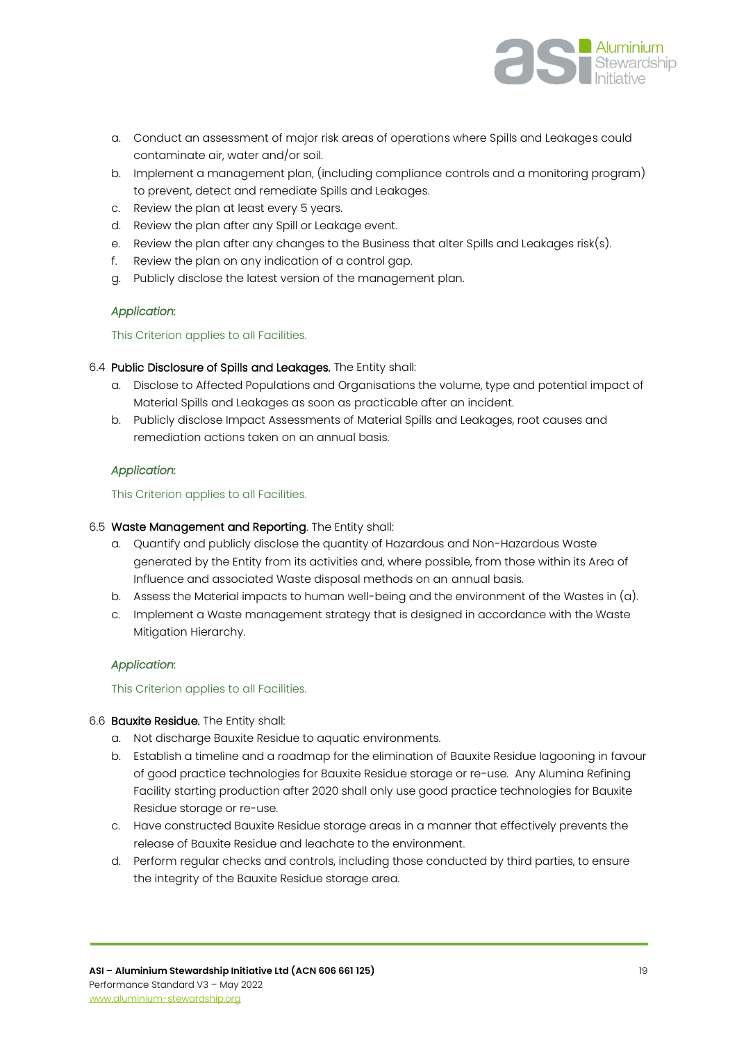a. Conduct an assessment of major risk areas of operations where Spills and Leakages could contaminate air, water and/or soil.
b. Implement a management plan, (including compliance controls and a monitoring program) to prevent, detect and remediate Spills and Leakages.
c. Review the plan at least every 5 years.
d. Review the plan after any Spill or Leakage event.
e. Review the plan after any changes to the Business that alter Spills and Leakages risk(s).
f. Review the plan on any indication of a control gap.
g. Publicly disclose the latest version of the management plan.

*Application*:

This Criterion applies to all Facilities.

6.4 **Public Disclosure of Spills and Leakages.** The Entity shall:

a. Disclose to Affected Populations and Organisations the volume, type and potential impact of Material Spills and Leakages as soon as practicable after an incident.
b. Publicly disclose Impact Assessments of Material Spills and Leakages, root causes and remediation actions taken on an annual basis.

*Application*:

This Criterion applies to all Facilities.

6.5 **Waste Management and Reporting**. The Entity shall:

a. Quantify and publicly disclose the quantity of Hazardous and Non-Hazardous Waste generated by the Entity from its activities and, where possible, from those within its Area of Influence and associated Waste disposal methods on an annual basis.
b. Assess the Material impacts to human well-being and the environment of the Wastes in (a).
c. Implement a Waste management strategy that is designed in accordance with the Waste Mitigation Hierarchy.

*Application*:

This Criterion applies to all Facilities.

6.6 **Bauxite Residue.** The Entity shall:

a. Not discharge Bauxite Residue to aquatic environments.
b. Establish a timeline and a roadmap for the elimination of Bauxite Residue lagooning in favour of good practice technologies for Bauxite Residue storage or re-use. Any Alumina Refining Facility starting production after 2020 shall only use good practice technologies for Bauxite Residue storage or re-use.
c. Have constructed Bauxite Residue storage areas in a manner that effectively prevents the release of Bauxite Residue and leachate to the environment.
d. Perform regular checks and controls, including those conducted by third parties, to ensure the integrity of the Bauxite Residue storage area.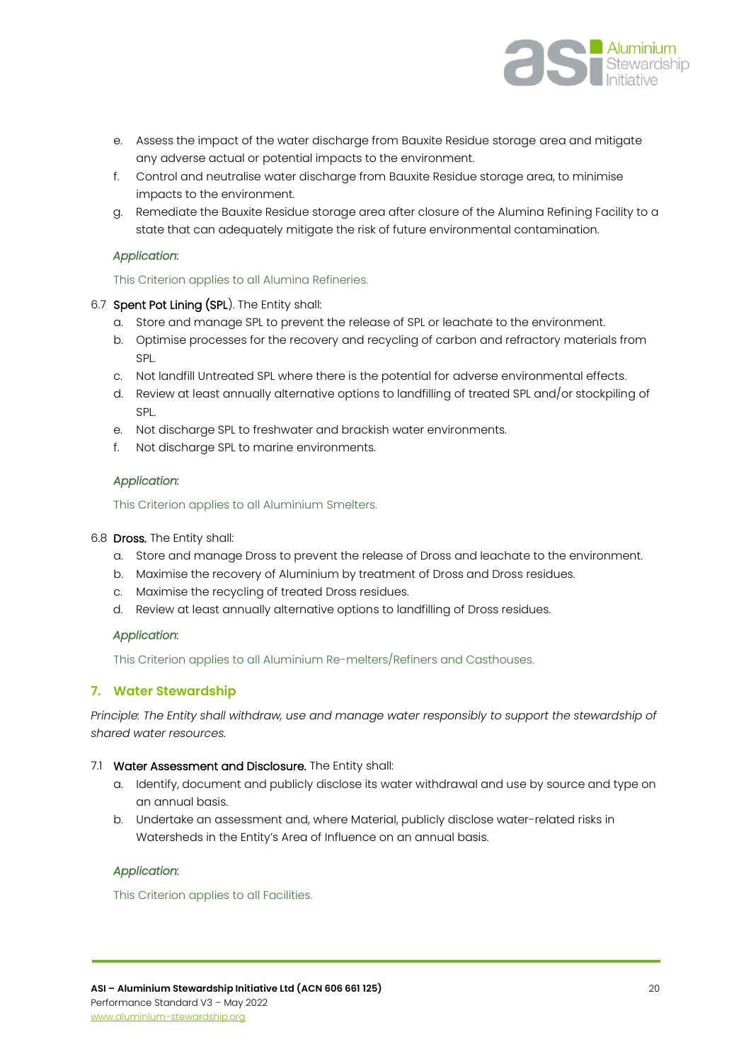e. Assess the impact of the water discharge from Bauxite Residue storage area and mitigate any adverse actual or potential impacts to the environment.
f. Control and neutralise water discharge from Bauxite Residue storage area, to minimise impacts to the environment.
g. Remediate the Bauxite Residue storage area after closure of the Alumina Refining Facility to a state that can adequately mitigate the risk of future environmental contamination.

*Application*:

This Criterion applies to all Alumina Refineries.

6.7 **Spent Pot Lining (SPL)**. The Entity shall:

a. Store and manage SPL to prevent the release of SPL or leachate to the environment.
b. Optimise processes for the recovery and recycling of carbon and refractory materials from SPL.
c. Not landfill Untreated SPL where there is the potential for adverse environmental effects.
d. Review at least annually alternative options to landfilling of treated SPL and/or stockpiling of SPL.
e. Not discharge SPL to freshwater and brackish water environments.
f. Not discharge SPL to marine environments.

*Application*:

This Criterion applies to all Aluminium Smelters.

6.8 **Dross.** The Entity shall:

a. Store and manage Dross to prevent the release of Dross and leachate to the environment.
b. Maximise the recovery of Aluminium by treatment of Dross and Dross residues.
c. Maximise the recycling of treated Dross residues.
d. Review at least annually alternative options to landfilling of Dross residues.

*Application*:

This Criterion applies to all Aluminium Re-melters/Refiners and Casthouses.

## 7. Water Stewardship

*Principle: The Entity shall withdraw, use and manage water responsibly to support the stewardship of shared water resources.*

7.1 **Water Assessment and Disclosure.** The Entity shall:

a. Identify, document and publicly disclose its water withdrawal and use by source and type on an annual basis.
b. Undertake an assessment and, where Material, publicly disclose water-related risks in Watersheds in the Entity's Area of Influence on an annual basis.

*Application*:

This Criterion applies to all Facilities.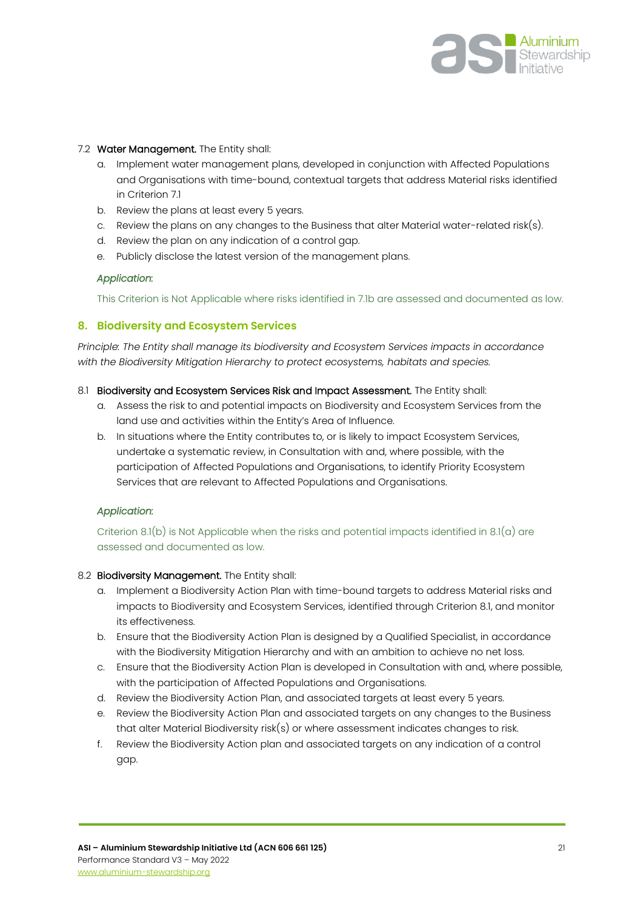7.2 **Water Management.** The Entity shall:

a. Implement water management plans, developed in conjunction with Affected Populations and Organisations with time-bound, contextual targets that address Material risks identified in Criterion 7.1
b. Review the plans at least every 5 years.
c. Review the plans on any changes to the Business that alter Material water-related risk(s).
d. Review the plan on any indication of a control gap.
e. Publicly disclose the latest version of the management plans.

*Application:*

This Criterion is Not Applicable where risks identified in 7.1b are assessed and documented as low.

## 8. Biodiversity and Ecosystem Services

*Principle: The Entity shall manage its biodiversity and Ecosystem Services impacts in accordance with the Biodiversity Mitigation Hierarchy to protect ecosystems, habitats and species.*

8.1 **Biodiversity and Ecosystem Services Risk and Impact Assessment.** The Entity shall:

a. Assess the risk to and potential impacts on Biodiversity and Ecosystem Services from the land use and activities within the Entity's Area of Influence.
b. In situations where the Entity contributes to, or is likely to impact Ecosystem Services, undertake a systematic review, in Consultation with and, where possible, with the participation of Affected Populations and Organisations, to identify Priority Ecosystem Services that are relevant to Affected Populations and Organisations.

*Application:*

Criterion 8.1(b) is Not Applicable when the risks and potential impacts identified in 8.1(a) are assessed and documented as low.

8.2 **Biodiversity Management.** The Entity shall:

a. Implement a Biodiversity Action Plan with time-bound targets to address Material risks and impacts to Biodiversity and Ecosystem Services, identified through Criterion 8.1, and monitor its effectiveness.
b. Ensure that the Biodiversity Action Plan is designed by a Qualified Specialist, in accordance with the Biodiversity Mitigation Hierarchy and with an ambition to achieve no net loss.
c. Ensure that the Biodiversity Action Plan is developed in Consultation with and, where possible, with the participation of Affected Populations and Organisations.
d. Review the Biodiversity Action Plan, and associated targets at least every 5 years.
e. Review the Biodiversity Action Plan and associated targets on any changes to the Business that alter Material Biodiversity risk(s) or where assessment indicates changes to risk.
f. Review the Biodiversity Action plan and associated targets on any indication of a control gap.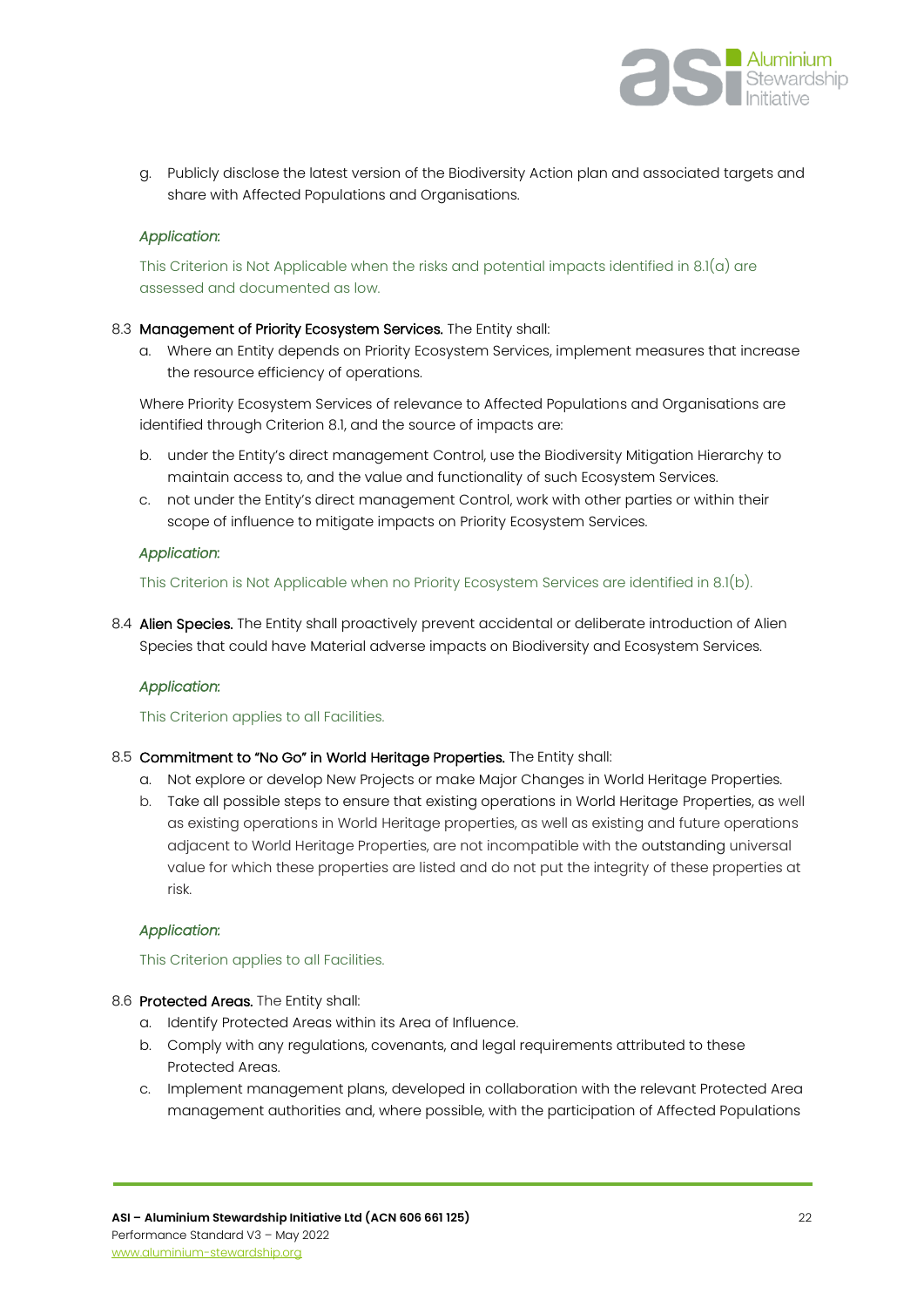g. Publicly disclose the latest version of the Biodiversity Action plan and associated targets and share with Affected Populations and Organisations.

*Application*:

This Criterion is Not Applicable when the risks and potential impacts identified in 8.1(a) are assessed and documented as low.

8.3 **Management of Priority Ecosystem Services.** The Entity shall:

a. Where an Entity depends on Priority Ecosystem Services, implement measures that increase the resource efficiency of operations.

Where Priority Ecosystem Services of relevance to Affected Populations and Organisations are identified through Criterion 8.1, and the source of impacts are:

b. under the Entity's direct management Control, use the Biodiversity Mitigation Hierarchy to maintain access to, and the value and functionality of such Ecosystem Services.

c. not under the Entity's direct management Control, work with other parties or within their scope of influence to mitigate impacts on Priority Ecosystem Services.

*Application*:

This Criterion is Not Applicable when no Priority Ecosystem Services are identified in 8.1(b).

8.4 **Alien Species.** The Entity shall proactively prevent accidental or deliberate introduction of Alien Species that could have Material adverse impacts on Biodiversity and Ecosystem Services.

*Application*:

This Criterion applies to all Facilities.

8.5 **Commitment to "No Go" in World Heritage Properties.** The Entity shall:

a. Not explore or develop New Projects or make Major Changes in World Heritage Properties.

b. Take all possible steps to ensure that existing operations in World Heritage Properties, as well as existing operations in World Heritage properties, as well as existing and future operations adjacent to World Heritage Properties, are not incompatible with the outstanding universal value for which these properties are listed and do not put the integrity of these properties at risk.

*Application*:

This Criterion applies to all Facilities.

8.6 **Protected Areas.** The Entity shall:

a. Identify Protected Areas within its Area of Influence.

b. Comply with any regulations, covenants, and legal requirements attributed to these Protected Areas.

c. Implement management plans, developed in collaboration with the relevant Protected Area management authorities and, where possible, with the participation of Affected Populations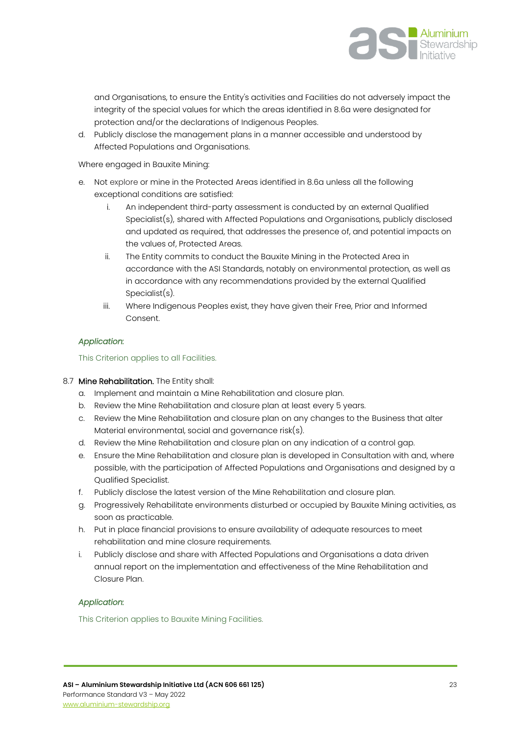and Organisations, to ensure the Entity's activities and Facilities do not adversely impact the integrity of the special values for which the areas identified in 8.6a were designated for protection and/or the declarations of Indigenous Peoples.

d. Publicly disclose the management plans in a manner accessible and understood by Affected Populations and Organisations.

Where engaged in Bauxite Mining:

e. Not explore or mine in the Protected Areas identified in 8.6a unless all the following exceptional conditions are satisfied:

   i. An independent third-party assessment is conducted by an external Qualified Specialist(s), shared with Affected Populations and Organisations, publicly disclosed and updated as required, that addresses the presence of, and potential impacts on the values of, Protected Areas.

   ii. The Entity commits to conduct the Bauxite Mining in the Protected Area in accordance with the ASI Standards, notably on environmental protection, as well as in accordance with any recommendations provided by the external Qualified Specialist(s).

   iii. Where Indigenous Peoples exist, they have given their Free, Prior and Informed Consent.

*Application:*

This Criterion applies to all Facilities.

8.7 **Mine Rehabilitation.** The Entity shall:

a. Implement and maintain a Mine Rehabilitation and closure plan.

b. Review the Mine Rehabilitation and closure plan at least every 5 years.

c. Review the Mine Rehabilitation and closure plan on any changes to the Business that alter Material environmental, social and governance risk(s).

d. Review the Mine Rehabilitation and closure plan on any indication of a control gap.

e. Ensure the Mine Rehabilitation and closure plan is developed in Consultation with and, where possible, with the participation of Affected Populations and Organisations and designed by a Qualified Specialist.

f. Publicly disclose the latest version of the Mine Rehabilitation and closure plan.

g. Progressively Rehabilitate environments disturbed or occupied by Bauxite Mining activities, as soon as practicable.

h. Put in place financial provisions to ensure availability of adequate resources to meet rehabilitation and mine closure requirements.

i. Publicly disclose and share with Affected Populations and Organisations a data driven annual report on the implementation and effectiveness of the Mine Rehabilitation and Closure Plan.

*Application:*

This Criterion applies to Bauxite Mining Facilities.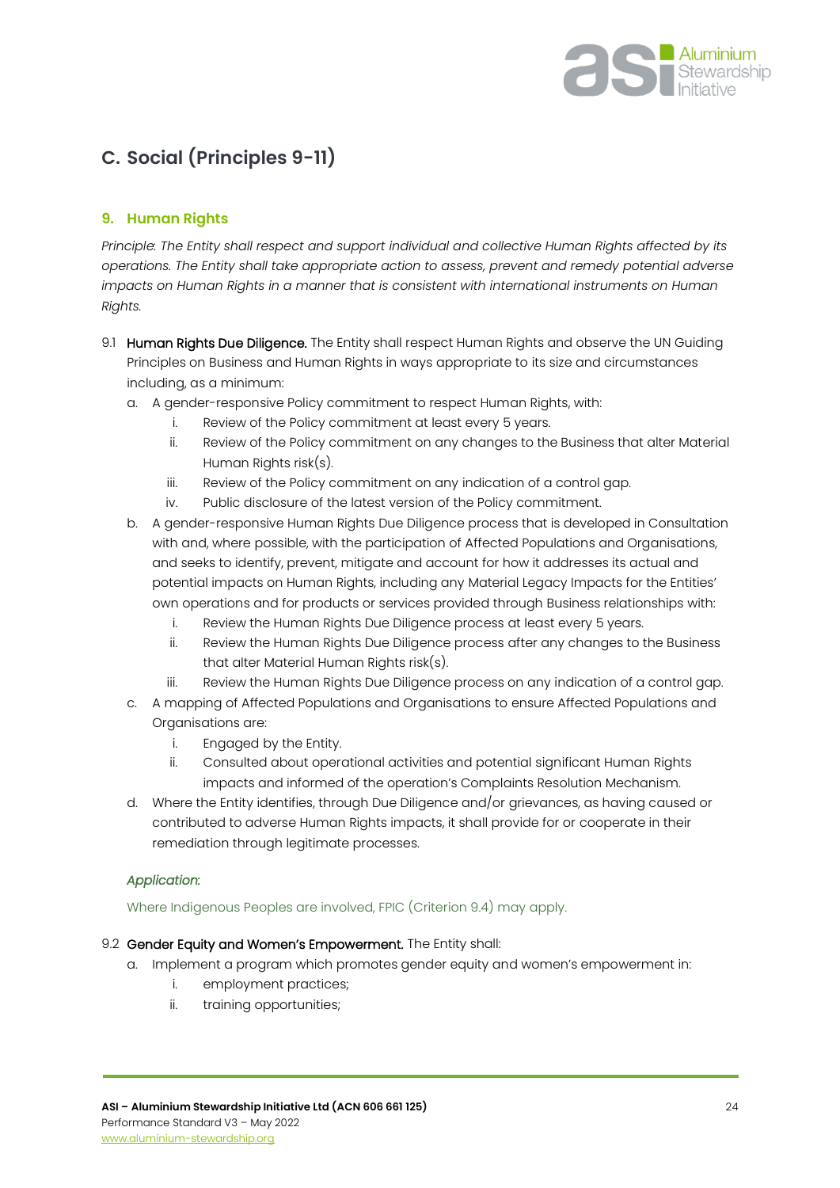## C. Social (Principles 9-11)

### 9. Human Rights

*Principle: The Entity shall respect and support individual and collective Human Rights affected by its operations. The Entity shall take appropriate action to assess, prevent and remedy potential adverse impacts on Human Rights in a manner that is consistent with international instruments on Human Rights.*

9.1 **Human Rights Due Diligence.** The Entity shall respect Human Rights and observe the UN Guiding Principles on Business and Human Rights in ways appropriate to its size and circumstances including, as a minimum:

a. A gender-responsive Policy commitment to respect Human Rights, with:
   i. Review of the Policy commitment at least every 5 years.
   ii. Review of the Policy commitment on any changes to the Business that alter Material Human Rights risk(s).
   iii. Review of the Policy commitment on any indication of a control gap.
   iv. Public disclosure of the latest version of the Policy commitment.

b. A gender-responsive Human Rights Due Diligence process that is developed in Consultation with and, where possible, with the participation of Affected Populations and Organisations, and seeks to identify, prevent, mitigate and account for how it addresses its actual and potential impacts on Human Rights, including any Material Legacy Impacts for the Entities' own operations and for products or services provided through Business relationships with:
   i. Review the Human Rights Due Diligence process at least every 5 years.
   ii. Review the Human Rights Due Diligence process after any changes to the Business that alter Material Human Rights risk(s).
   iii. Review the Human Rights Due Diligence process on any indication of a control gap.

c. A mapping of Affected Populations and Organisations to ensure Affected Populations and Organisations are:
   i. Engaged by the Entity.
   ii. Consulted about operational activities and potential significant Human Rights impacts and informed of the operation's Complaints Resolution Mechanism.

d. Where the Entity identifies, through Due Diligence and/or grievances, as having caused or contributed to adverse Human Rights impacts, it shall provide for or cooperate in their remediation through legitimate processes.

*Application*:

Where Indigenous Peoples are involved, FPIC (Criterion 9.4) may apply.

9.2 **Gender Equity and Women's Empowerment.** The Entity shall:

a. Implement a program which promotes gender equity and women's empowerment in:
   i. employment practices;
   ii. training opportunities;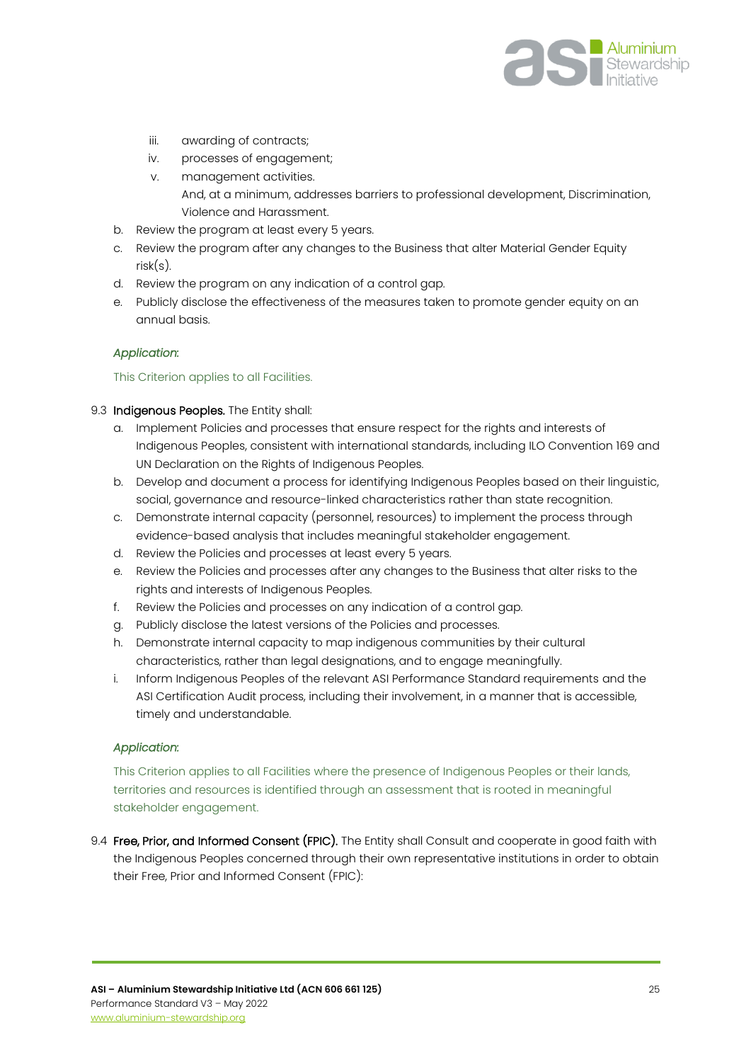iii. awarding of contracts;
   iv. processes of engagement;
   v. management activities.
   And, at a minimum, addresses barriers to professional development, Discrimination, Violence and Harassment.

b. Review the program at least every 5 years.
c. Review the program after any changes to the Business that alter Material Gender Equity risk(s).
d. Review the program on any indication of a control gap.
e. Publicly disclose the effectiveness of the measures taken to promote gender equity on an annual basis.

*Application:*

This Criterion applies to all Facilities.

9.3 **Indigenous Peoples.** The Entity shall:

a. Implement Policies and processes that ensure respect for the rights and interests of Indigenous Peoples, consistent with international standards, including ILO Convention 169 and UN Declaration on the Rights of Indigenous Peoples.
b. Develop and document a process for identifying Indigenous Peoples based on their linguistic, social, governance and resource-linked characteristics rather than state recognition.
c. Demonstrate internal capacity (personnel, resources) to implement the process through evidence-based analysis that includes meaningful stakeholder engagement.
d. Review the Policies and processes at least every 5 years.
e. Review the Policies and processes after any changes to the Business that alter risks to the rights and interests of Indigenous Peoples.
f. Review the Policies and processes on any indication of a control gap.
g. Publicly disclose the latest versions of the Policies and processes.
h. Demonstrate internal capacity to map indigenous communities by their cultural characteristics, rather than legal designations, and to engage meaningfully.
i. Inform Indigenous Peoples of the relevant ASI Performance Standard requirements and the ASI Certification Audit process, including their involvement, in a manner that is accessible, timely and understandable.

*Application:*

This Criterion applies to all Facilities where the presence of Indigenous Peoples or their lands, territories and resources is identified through an assessment that is rooted in meaningful stakeholder engagement.

9.4 **Free, Prior, and Informed Consent (FPIC).** The Entity shall Consult and cooperate in good faith with the Indigenous Peoples concerned through their own representative institutions in order to obtain their Free, Prior and Informed Consent (FPIC):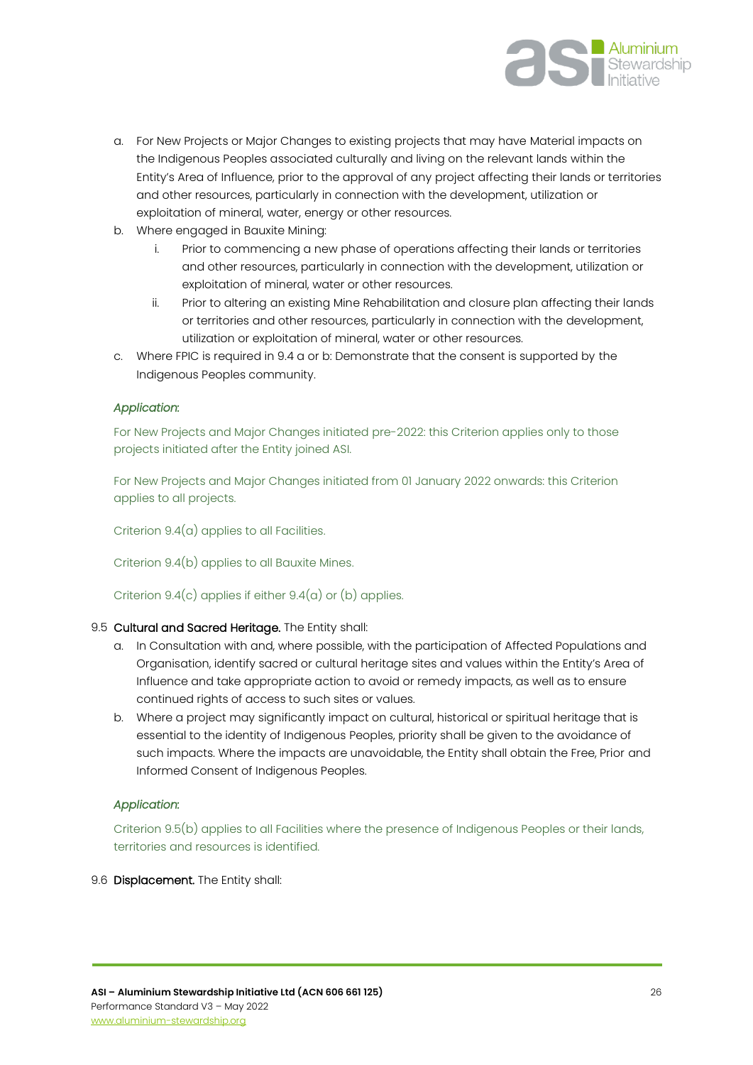a. For New Projects or Major Changes to existing projects that may have Material impacts on the Indigenous Peoples associated culturally and living on the relevant lands within the Entity's Area of Influence, prior to the approval of any project affecting their lands or territories and other resources, particularly in connection with the development, utilization or exploitation of mineral, water, energy or other resources.

b. Where engaged in Bauxite Mining:
   i. Prior to commencing a new phase of operations affecting their lands or territories and other resources, particularly in connection with the development, utilization or exploitation of mineral, water or other resources.
   ii. Prior to altering an existing Mine Rehabilitation and closure plan affecting their lands or territories and other resources, particularly in connection with the development, utilization or exploitation of mineral, water or other resources.

c. Where FPIC is required in 9.4 a or b: Demonstrate that the consent is supported by the Indigenous Peoples community.

*Application*:

For New Projects and Major Changes initiated pre-2022: this Criterion applies only to those projects initiated after the Entity joined ASI.

For New Projects and Major Changes initiated from 01 January 2022 onwards: this Criterion applies to all projects.

Criterion 9.4(a) applies to all Facilities.

Criterion 9.4(b) applies to all Bauxite Mines.

Criterion 9.4(c) applies if either 9.4(a) or (b) applies.

9.5 **Cultural and Sacred Heritage.** The Entity shall:

a. In Consultation with and, where possible, with the participation of Affected Populations and Organisation, identify sacred or cultural heritage sites and values within the Entity's Area of Influence and take appropriate action to avoid or remedy impacts, as well as to ensure continued rights of access to such sites or values.

b. Where a project may significantly impact on cultural, historical or spiritual heritage that is essential to the identity of Indigenous Peoples, priority shall be given to the avoidance of such impacts. Where the impacts are unavoidable, the Entity shall obtain the Free, Prior and Informed Consent of Indigenous Peoples.

*Application*:

Criterion 9.5(b) applies to all Facilities where the presence of Indigenous Peoples or their lands, territories and resources is identified.

9.6 **Displacement.** The Entity shall: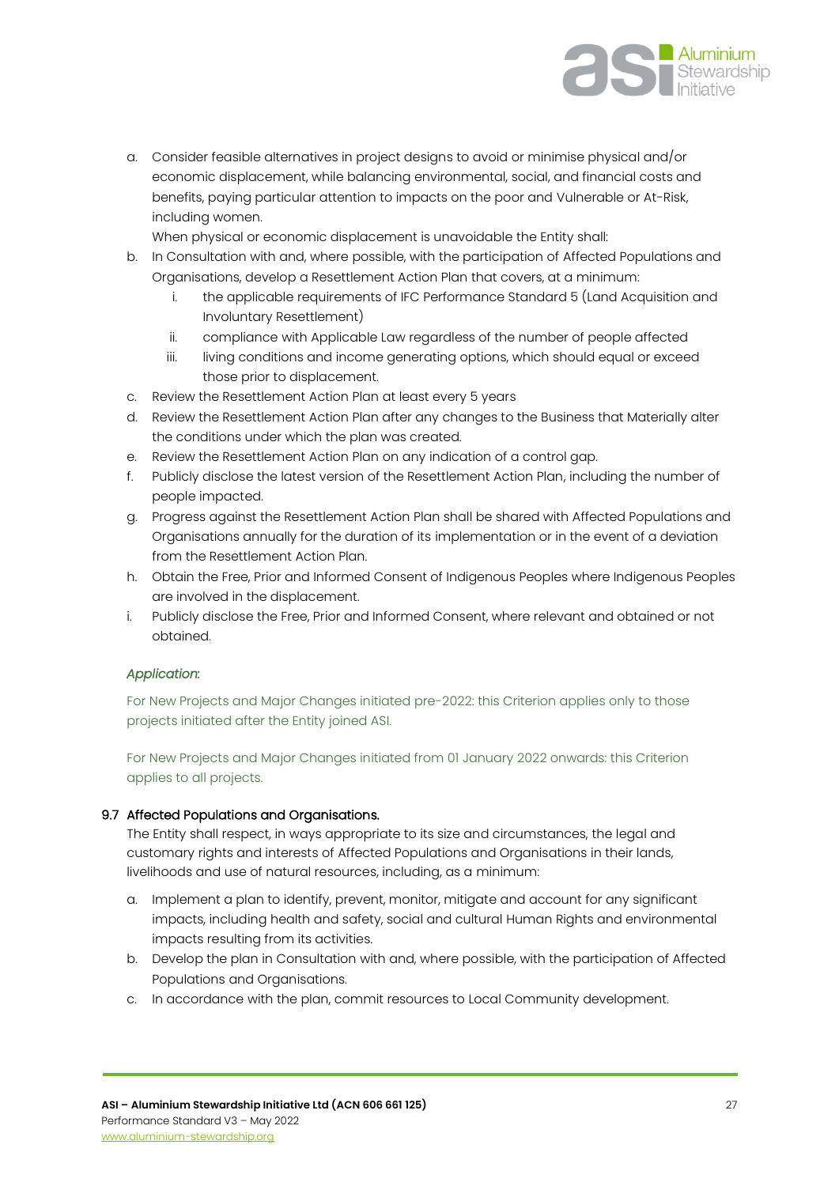a. Consider feasible alternatives in project designs to avoid or minimise physical and/or economic displacement, while balancing environmental, social, and financial costs and benefits, paying particular attention to impacts on the poor and Vulnerable or At-Risk, including women.

   When physical or economic displacement is unavoidable the Entity shall:

b. In Consultation with and, where possible, with the participation of Affected Populations and Organisations, develop a Resettlement Action Plan that covers, at a minimum:
   i. the applicable requirements of IFC Performance Standard 5 (Land Acquisition and Involuntary Resettlement)
   ii. compliance with Applicable Law regardless of the number of people affected
   iii. living conditions and income generating options, which should equal or exceed those prior to displacement.
c. Review the Resettlement Action Plan at least every 5 years
d. Review the Resettlement Action Plan after any changes to the Business that Materially alter the conditions under which the plan was created.
e. Review the Resettlement Action Plan on any indication of a control gap.
f. Publicly disclose the latest version of the Resettlement Action Plan, including the number of people impacted.
g. Progress against the Resettlement Action Plan shall be shared with Affected Populations and Organisations annually for the duration of its implementation or in the event of a deviation from the Resettlement Action Plan.
h. Obtain the Free, Prior and Informed Consent of Indigenous Peoples where Indigenous Peoples are involved in the displacement.
i. Publicly disclose the Free, Prior and Informed Consent, where relevant and obtained or not obtained.

*Application:*

For New Projects and Major Changes initiated pre-2022: this Criterion applies only to those projects initiated after the Entity joined ASI.

For New Projects and Major Changes initiated from 01 January 2022 onwards: this Criterion applies to all projects.

### 9.7 Affected Populations and Organisations.

The Entity shall respect, in ways appropriate to its size and circumstances, the legal and customary rights and interests of Affected Populations and Organisations in their lands, livelihoods and use of natural resources, including, as a minimum:

a. Implement a plan to identify, prevent, monitor, mitigate and account for any significant impacts, including health and safety, social and cultural Human Rights and environmental impacts resulting from its activities.
b. Develop the plan in Consultation with and, where possible, with the participation of Affected Populations and Organisations.
c. In accordance with the plan, commit resources to Local Community development.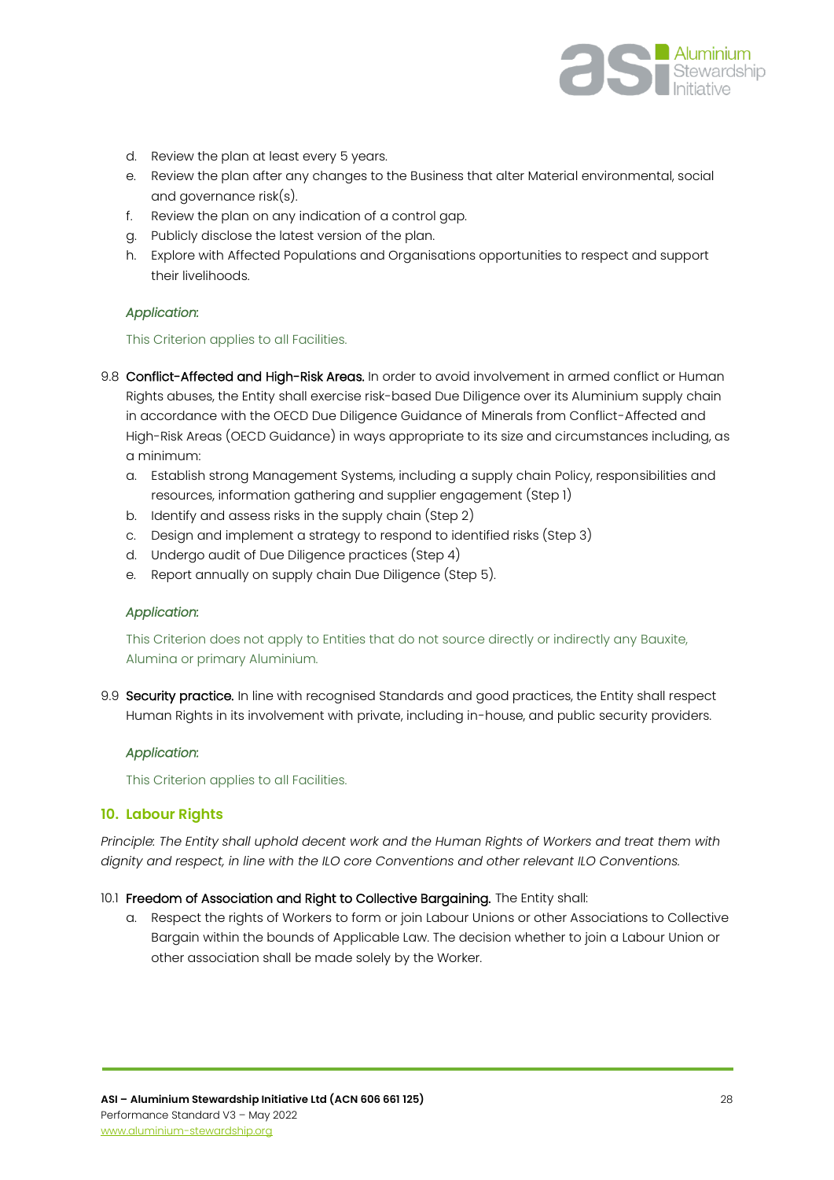d. Review the plan at least every 5 years.
e. Review the plan after any changes to the Business that alter Material environmental, social and governance risk(s).
f. Review the plan on any indication of a control gap.
g. Publicly disclose the latest version of the plan.
h. Explore with Affected Populations and Organisations opportunities to respect and support their livelihoods.

*Application*:

This Criterion applies to all Facilities.

9.8 **Conflict-Affected and High-Risk Areas.** In order to avoid involvement in armed conflict or Human Rights abuses, the Entity shall exercise risk-based Due Diligence over its Aluminium supply chain in accordance with the OECD Due Diligence Guidance of Minerals from Conflict-Affected and High-Risk Areas (OECD Guidance) in ways appropriate to its size and circumstances including, as a minimum:

a. Establish strong Management Systems, including a supply chain Policy, responsibilities and resources, information gathering and supplier engagement (Step 1)
b. Identify and assess risks in the supply chain (Step 2)
c. Design and implement a strategy to respond to identified risks (Step 3)
d. Undergo audit of Due Diligence practices (Step 4)
e. Report annually on supply chain Due Diligence (Step 5).

*Application*:

This Criterion does not apply to Entities that do not source directly or indirectly any Bauxite, Alumina or primary Aluminium.

9.9 **Security practice.** In line with recognised Standards and good practices, the Entity shall respect Human Rights in its involvement with private, including in-house, and public security providers.

*Application*:

This Criterion applies to all Facilities.

## 10. Labour Rights

*Principle: The Entity shall uphold decent work and the Human Rights of Workers and treat them with dignity and respect, in line with the ILO core Conventions and other relevant ILO Conventions.*

10.1 **Freedom of Association and Right to Collective Bargaining.** The Entity shall:

a. Respect the rights of Workers to form or join Labour Unions or other Associations to Collective Bargain within the bounds of Applicable Law. The decision whether to join a Labour Union or other association shall be made solely by the Worker.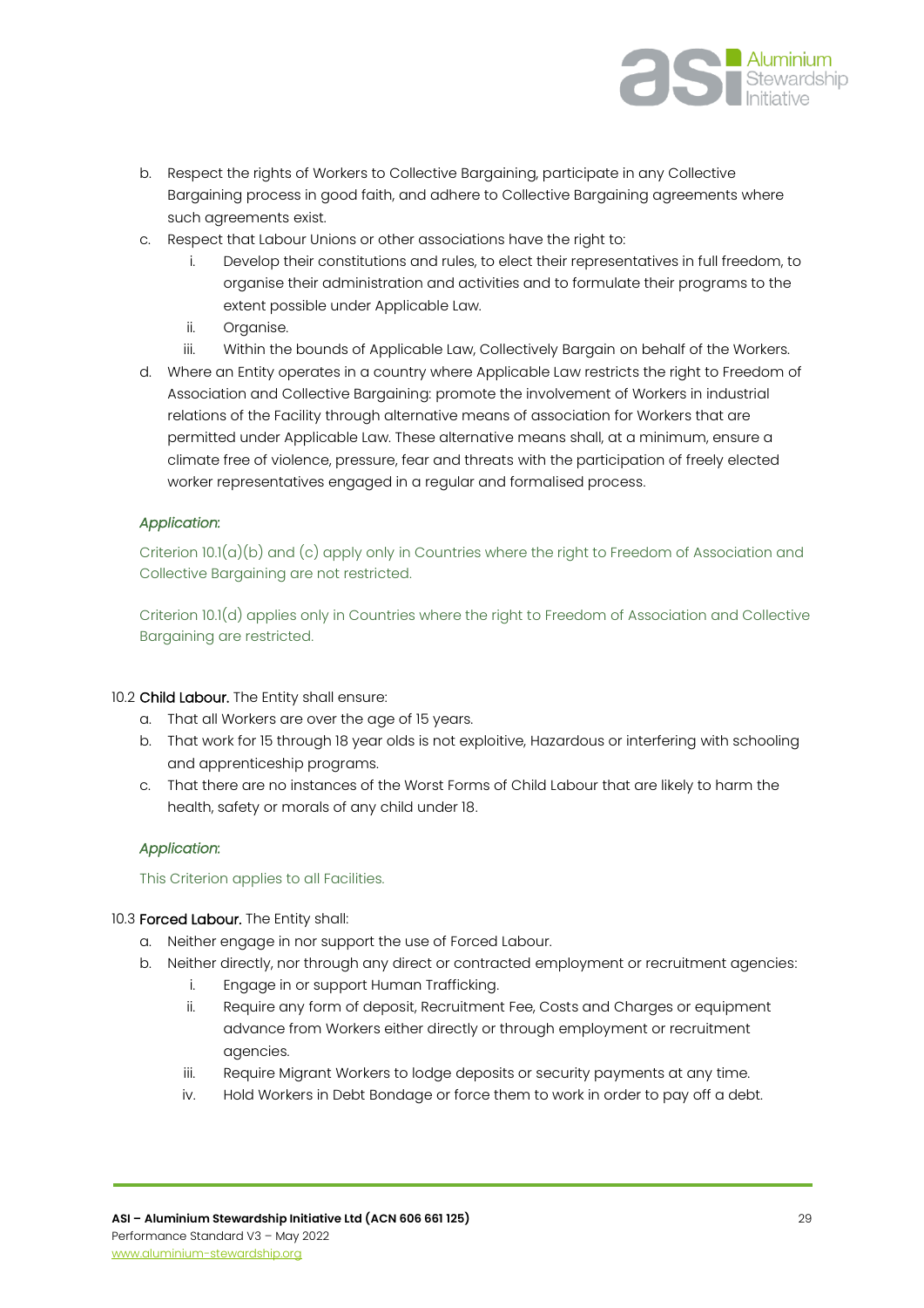b. Respect the rights of Workers to Collective Bargaining, participate in any Collective Bargaining process in good faith, and adhere to Collective Bargaining agreements where such agreements exist.
c. Respect that Labour Unions or other associations have the right to:
    i. Develop their constitutions and rules, to elect their representatives in full freedom, to organise their administration and activities and to formulate their programs to the extent possible under Applicable Law.
    ii. Organise.
    iii. Within the bounds of Applicable Law, Collectively Bargain on behalf of the Workers.
d. Where an Entity operates in a country where Applicable Law restricts the right to Freedom of Association and Collective Bargaining: promote the involvement of Workers in industrial relations of the Facility through alternative means of association for Workers that are permitted under Applicable Law. These alternative means shall, at a minimum, ensure a climate free of violence, pressure, fear and threats with the participation of freely elected worker representatives engaged in a regular and formalised process.

*Application:*

Criterion 10.1(a)(b) and (c) apply only in Countries where the right to Freedom of Association and Collective Bargaining are not restricted.

Criterion 10.1(d) applies only in Countries where the right to Freedom of Association and Collective Bargaining are restricted.

10.2 **Child Labour.** The Entity shall ensure:

a. That all Workers are over the age of 15 years.
b. That work for 15 through 18 year olds is not exploitive, Hazardous or interfering with schooling and apprenticeship programs.
c. That there are no instances of the Worst Forms of Child Labour that are likely to harm the health, safety or morals of any child under 18.

*Application:*

This Criterion applies to all Facilities.

10.3 **Forced Labour.** The Entity shall:

a. Neither engage in nor support the use of Forced Labour.
b. Neither directly, nor through any direct or contracted employment or recruitment agencies:
    i. Engage in or support Human Trafficking.
    ii. Require any form of deposit, Recruitment Fee, Costs and Charges or equipment advance from Workers either directly or through employment or recruitment agencies.
    iii. Require Migrant Workers to lodge deposits or security payments at any time.
    iv. Hold Workers in Debt Bondage or force them to work in order to pay off a debt.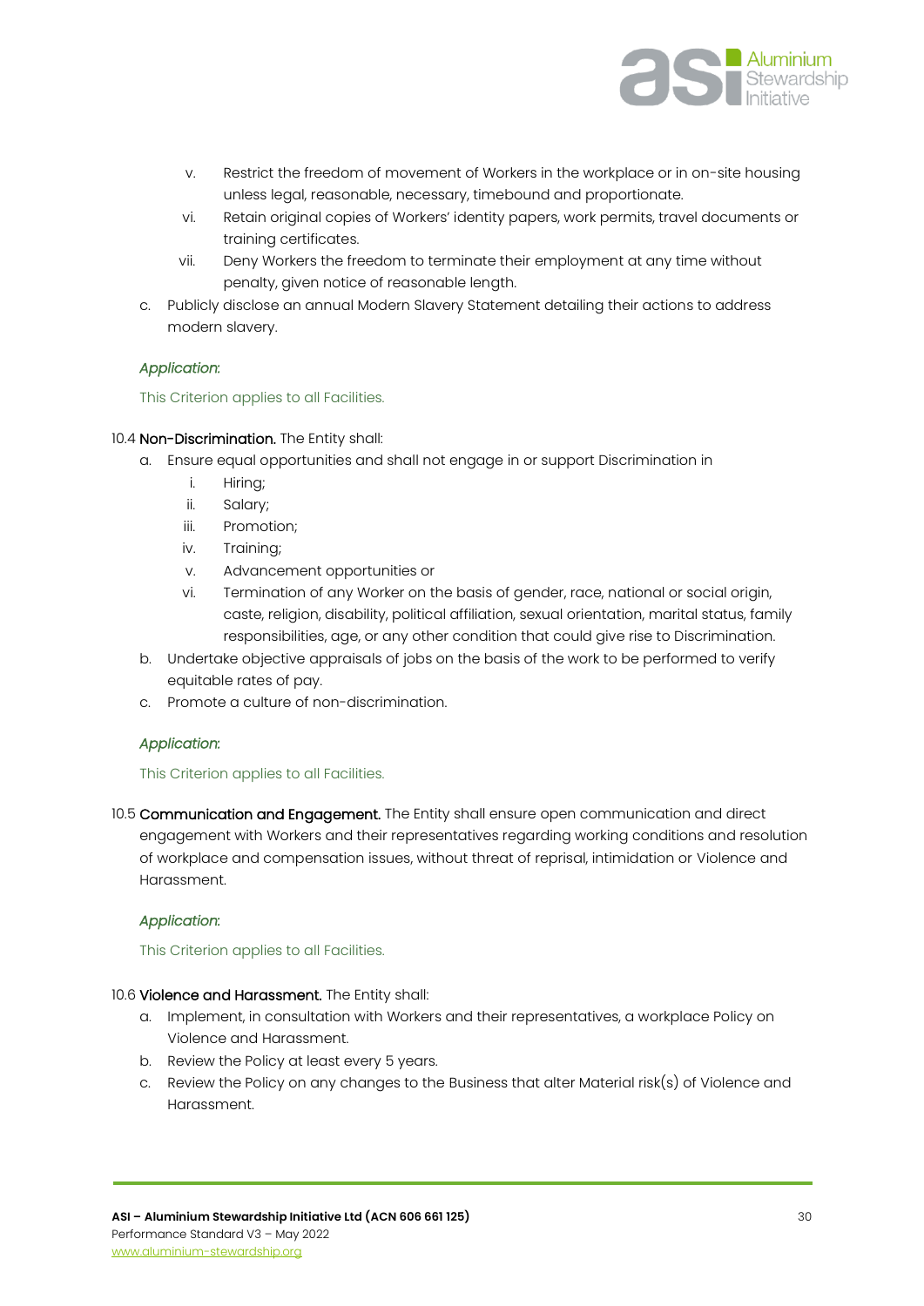v. Restrict the freedom of movement of Workers in the workplace or in on-site housing unless legal, reasonable, necessary, timebound and proportionate.

vi. Retain original copies of Workers' identity papers, work permits, travel documents or training certificates.

vii. Deny Workers the freedom to terminate their employment at any time without penalty, given notice of reasonable length.

c. Publicly disclose an annual Modern Slavery Statement detailing their actions to address modern slavery.

*Application*:

This Criterion applies to all Facilities.

10.4 **Non-Discrimination.** The Entity shall:

a. Ensure equal opportunities and shall not engage in or support Discrimination in

   i. Hiring;
   
   ii. Salary;
   
   iii. Promotion;
   
   iv. Training;
   
   v. Advancement opportunities or
   
   vi. Termination of any Worker on the basis of gender, race, national or social origin, caste, religion, disability, political affiliation, sexual orientation, marital status, family responsibilities, age, or any other condition that could give rise to Discrimination.

b. Undertake objective appraisals of jobs on the basis of the work to be performed to verify equitable rates of pay.

c. Promote a culture of non-discrimination.

*Application*:

This Criterion applies to all Facilities.

10.5 **Communication and Engagement.** The Entity shall ensure open communication and direct engagement with Workers and their representatives regarding working conditions and resolution of workplace and compensation issues, without threat of reprisal, intimidation or Violence and Harassment.

*Application*:

This Criterion applies to all Facilities.

10.6 **Violence and Harassment.** The Entity shall:

a. Implement, in consultation with Workers and their representatives, a workplace Policy on Violence and Harassment.

b. Review the Policy at least every 5 years.

c. Review the Policy on any changes to the Business that alter Material risk(s) of Violence and Harassment.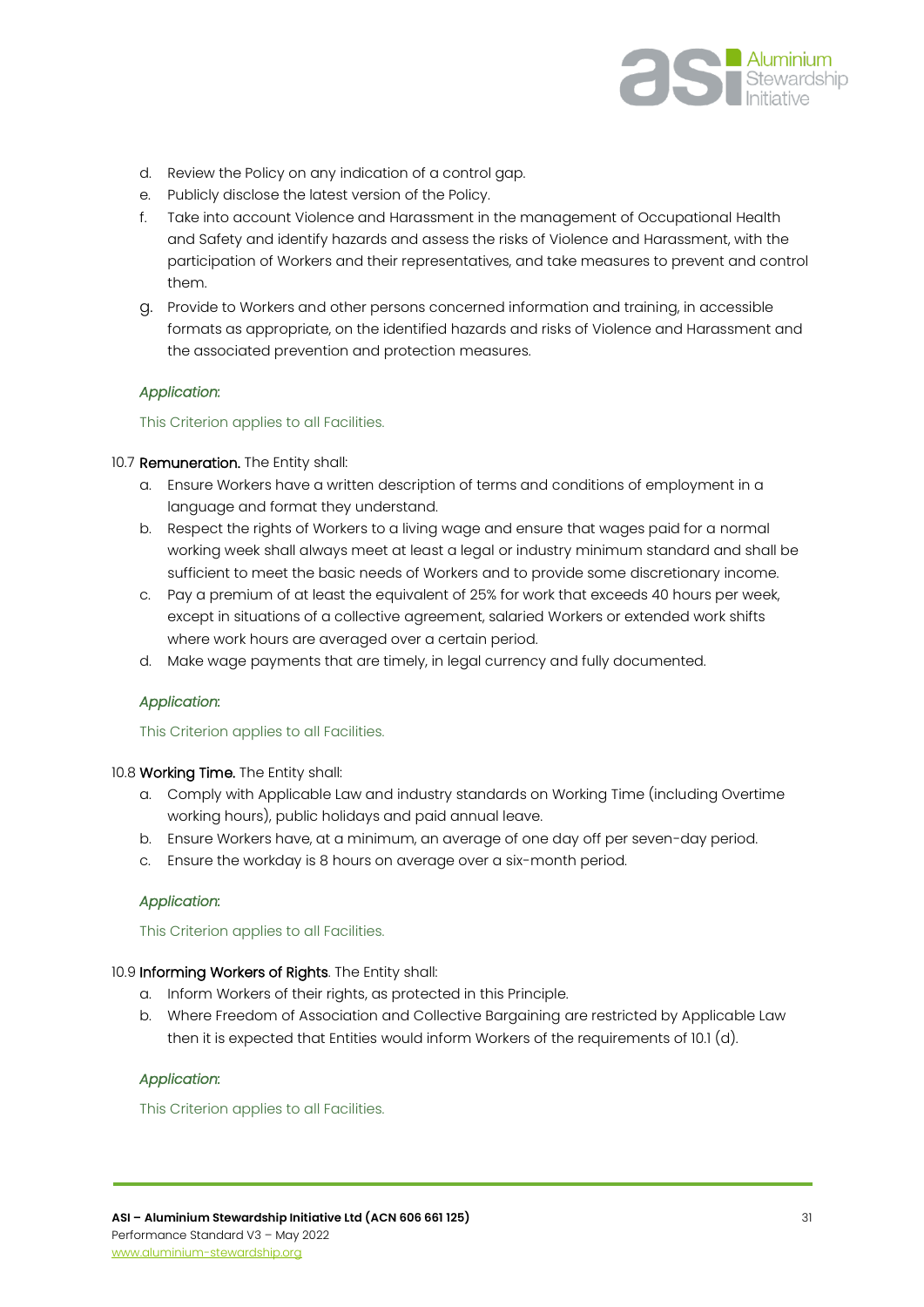d. Review the Policy on any indication of a control gap.
e. Publicly disclose the latest version of the Policy.
f. Take into account Violence and Harassment in the management of Occupational Health and Safety and identify hazards and assess the risks of Violence and Harassment, with the participation of Workers and their representatives, and take measures to prevent and control them.
g. Provide to Workers and other persons concerned information and training, in accessible formats as appropriate, on the identified hazards and risks of Violence and Harassment and the associated prevention and protection measures.

*Application*:

This Criterion applies to all Facilities.

10.7 **Remuneration.** The Entity shall:

a. Ensure Workers have a written description of terms and conditions of employment in a language and format they understand.
b. Respect the rights of Workers to a living wage and ensure that wages paid for a normal working week shall always meet at least a legal or industry minimum standard and shall be sufficient to meet the basic needs of Workers and to provide some discretionary income.
c. Pay a premium of at least the equivalent of 25% for work that exceeds 40 hours per week, except in situations of a collective agreement, salaried Workers or extended work shifts where work hours are averaged over a certain period.
d. Make wage payments that are timely, in legal currency and fully documented.

*Application*:

This Criterion applies to all Facilities.

10.8 **Working Time.** The Entity shall:

a. Comply with Applicable Law and industry standards on Working Time (including Overtime working hours), public holidays and paid annual leave.
b. Ensure Workers have, at a minimum, an average of one day off per seven-day period.
c. Ensure the workday is 8 hours on average over a six-month period.

*Application*:

This Criterion applies to all Facilities.

10.9 **Informing Workers of Rights**. The Entity shall:

a. Inform Workers of their rights, as protected in this Principle.
b. Where Freedom of Association and Collective Bargaining are restricted by Applicable Law then it is expected that Entities would inform Workers of the requirements of 10.1 (d).

*Application*:

This Criterion applies to all Facilities.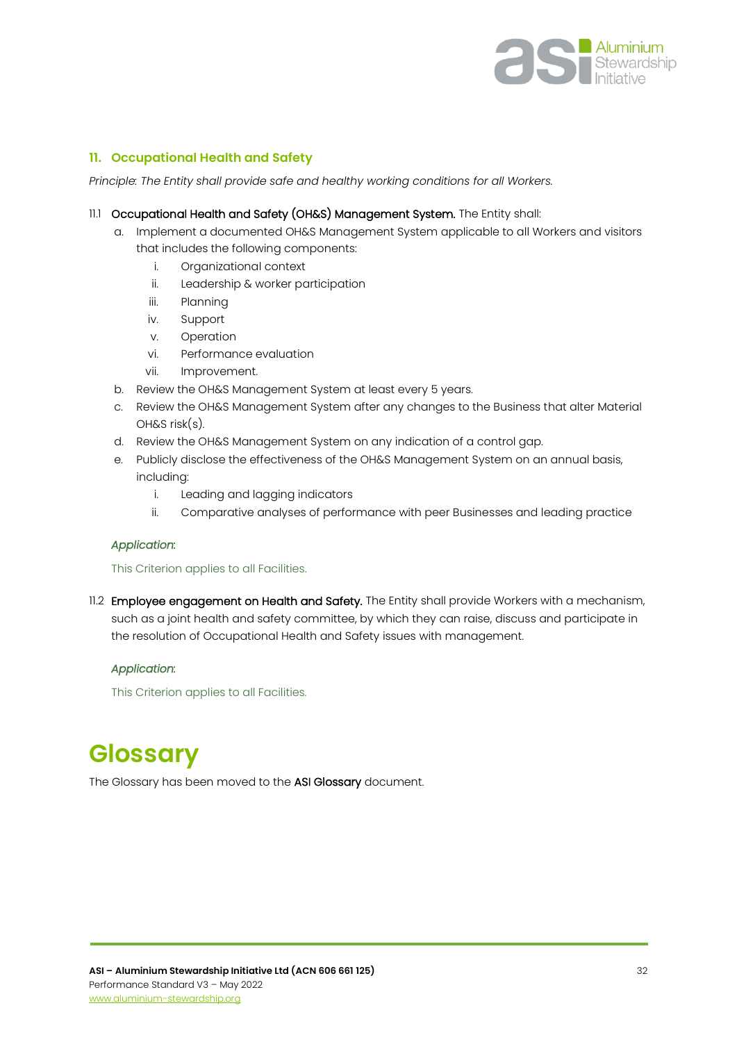## 11. Occupational Health and Safety

*Principle: The Entity shall provide safe and healthy working conditions for all Workers.*

11.1 **Occupational Health and Safety (OH&S) Management System.** The Entity shall:

a. Implement a documented OH&S Management System applicable to all Workers and visitors that includes the following components:
   i. Organizational context
   ii. Leadership & worker participation
   iii. Planning
   iv. Support
   v. Operation
   vi. Performance evaluation
   vii. Improvement.

b. Review the OH&S Management System at least every 5 years.

c. Review the OH&S Management System after any changes to the Business that alter Material OH&S risk(s).

d. Review the OH&S Management System on any indication of a control gap.

e. Publicly disclose the effectiveness of the OH&S Management System on an annual basis, including:
   i. Leading and lagging indicators
   ii. Comparative analyses of performance with peer Businesses and leading practice

*Application:*

This Criterion applies to all Facilities.

11.2 **Employee engagement on Health and Safety.** The Entity shall provide Workers with a mechanism, such as a joint health and safety committee, by which they can raise, discuss and participate in the resolution of Occupational Health and Safety issues with management.

*Application:*

This Criterion applies to all Facilities.

# Glossary

The Glossary has been moved to the **ASI Glossary** document.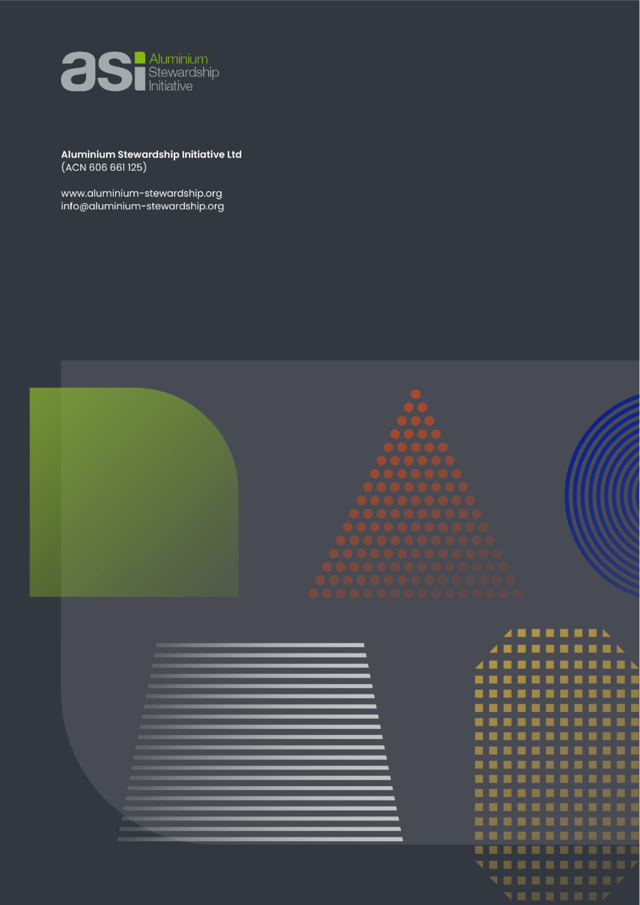Aluminium Stewardship Initiative

**Aluminium Stewardship Initiative Ltd**
(ACN 606 661 125)

www.aluminium-stewardship.org
info@aluminium-stewardship.org